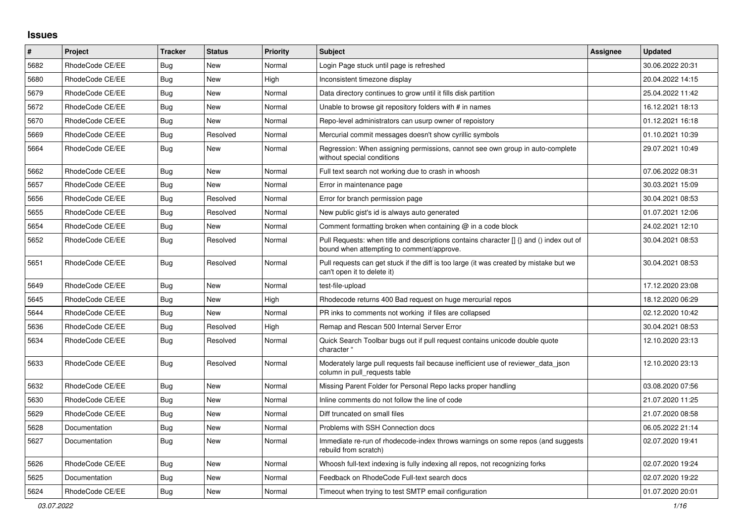# Issues

| # | Project | Tracker | Status | Priority | Subject | Assignee | Updated |
|---|---|---|---|---|---|---|---|
| 5682 | RhodeCode CE/EE | Bug | New | Normal | Login Page stuck until page is refreshed | | 30.06.2022 20:31 |
| 5680 | RhodeCode CE/EE | Bug | New | High | Inconsistent timezone display | | 20.04.2022 14:15 |
| 5679 | RhodeCode CE/EE | Bug | New | Normal | Data directory continues to grow until it fills disk partition | | 25.04.2022 11:42 |
| 5672 | RhodeCode CE/EE | Bug | New | Normal | Unable to browse git repository folders with # in names | | 16.12.2021 18:13 |
| 5670 | RhodeCode CE/EE | Bug | New | Normal | Repo-level administrators can usurp owner of repoistory | | 01.12.2021 16:18 |
| 5669 | RhodeCode CE/EE | Bug | Resolved | Normal | Mercurial commit messages doesn't show cyrillic symbols | | 01.10.2021 10:39 |
| 5664 | RhodeCode CE/EE | Bug | New | Normal | Regression: When assigning permissions, cannot see own group in auto-complete without special conditions | | 29.07.2021 10:49 |
| 5662 | RhodeCode CE/EE | Bug | New | Normal | Full text search not working due to crash in whoosh | | 07.06.2022 08:31 |
| 5657 | RhodeCode CE/EE | Bug | New | Normal | Error in maintenance page | | 30.03.2021 15:09 |
| 5656 | RhodeCode CE/EE | Bug | Resolved | Normal | Error for branch permission page | | 30.04.2021 08:53 |
| 5655 | RhodeCode CE/EE | Bug | Resolved | Normal | New public gist's id is always auto generated | | 01.07.2021 12:06 |
| 5654 | RhodeCode CE/EE | Bug | New | Normal | Comment formatting broken when containing @ in a code block | | 24.02.2021 12:10 |
| 5652 | RhodeCode CE/EE | Bug | Resolved | Normal | Pull Requests: when title and descriptions contains character [] {} and () index out of bound when attempting to comment/approve. | | 30.04.2021 08:53 |
| 5651 | RhodeCode CE/EE | Bug | Resolved | Normal | Pull requests can get stuck if the diff is too large (it was created by mistake but we can't open it to delete it) | | 30.04.2021 08:53 |
| 5649 | RhodeCode CE/EE | Bug | New | Normal | test-file-upload | | 17.12.2020 23:08 |
| 5645 | RhodeCode CE/EE | Bug | New | High | Rhodecode returns 400 Bad request on huge mercurial repos | | 18.12.2020 06:29 |
| 5644 | RhodeCode CE/EE | Bug | New | Normal | PR inks to comments not working if files are collapsed | | 02.12.2020 10:42 |
| 5636 | RhodeCode CE/EE | Bug | Resolved | High | Remap and Rescan 500 Internal Server Error | | 30.04.2021 08:53 |
| 5634 | RhodeCode CE/EE | Bug | Resolved | Normal | Quick Search Toolbar bugs out if pull request contains unicode double quote character " | | 12.10.2020 23:13 |
| 5633 | RhodeCode CE/EE | Bug | Resolved | Normal | Moderately large pull requests fail because inefficient use of reviewer_data_json column in pull_requests table | | 12.10.2020 23:13 |
| 5632 | RhodeCode CE/EE | Bug | New | Normal | Missing Parent Folder for Personal Repo lacks proper handling | | 03.08.2020 07:56 |
| 5630 | RhodeCode CE/EE | Bug | New | Normal | Inline comments do not follow the line of code | | 21.07.2020 11:25 |
| 5629 | RhodeCode CE/EE | Bug | New | Normal | Diff truncated on small files | | 21.07.2020 08:58 |
| 5628 | Documentation | Bug | New | Normal | Problems with SSH Connection docs | | 06.05.2022 21:14 |
| 5627 | Documentation | Bug | New | Normal | Immediate re-run of rhodecode-index throws warnings on some repos (and suggests rebuild from scratch) | | 02.07.2020 19:41 |
| 5626 | RhodeCode CE/EE | Bug | New | Normal | Whoosh full-text indexing is fully indexing all repos, not recognizing forks | | 02.07.2020 19:24 |
| 5625 | Documentation | Bug | New | Normal | Feedback on RhodeCode Full-text search docs | | 02.07.2020 19:22 |
| 5624 | RhodeCode CE/EE | Bug | New | Normal | Timeout when trying to test SMTP email configuration | | 01.07.2020 20:01 |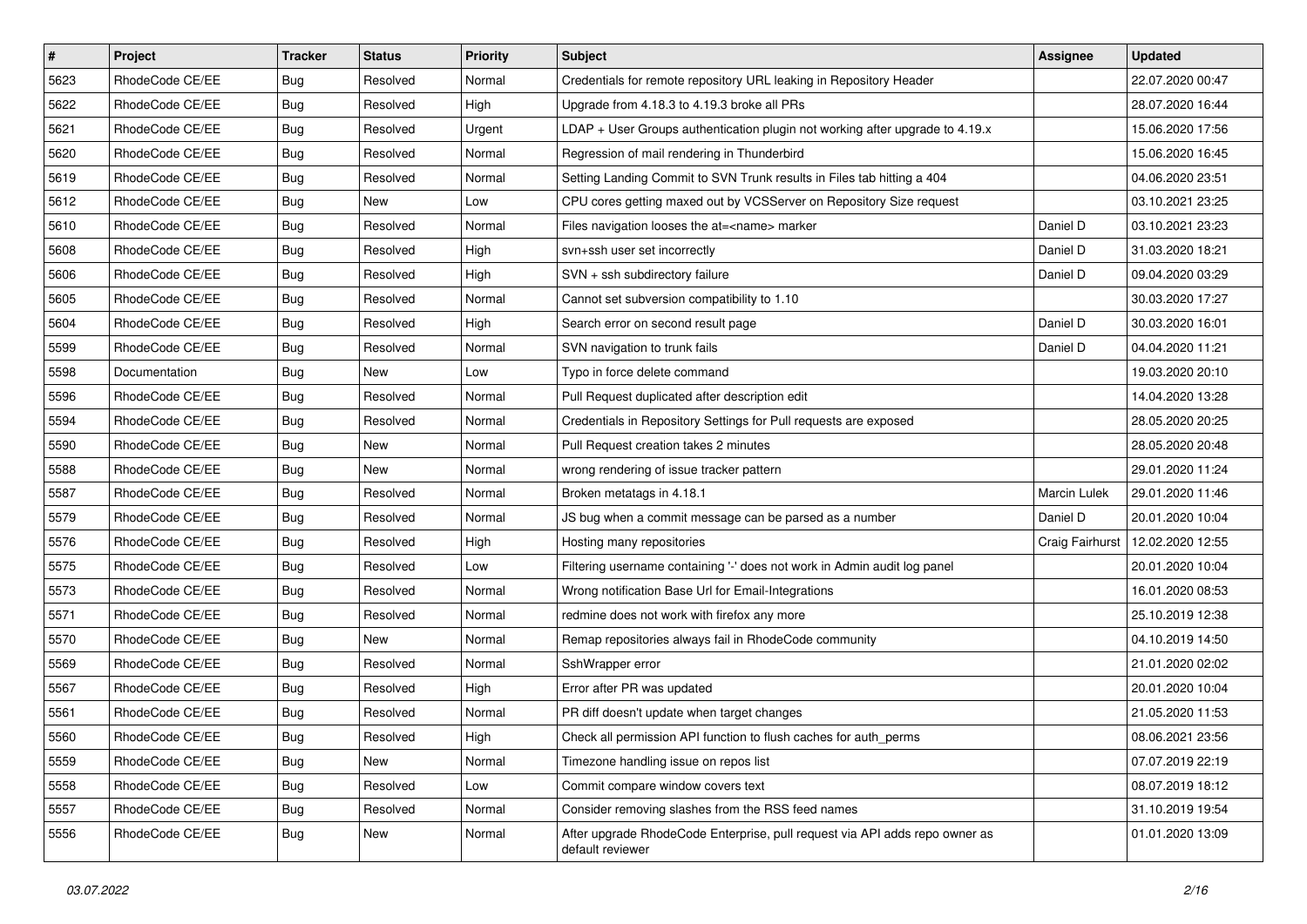| # | Project | Tracker | Status | Priority | Subject | Assignee | Updated |
|---|---|---|---|---|---|---|---|
| 5623 | RhodeCode CE/EE | Bug | Resolved | Normal | Credentials for remote repository URL leaking in Repository Header | | 22.07.2020 00:47 |
| 5622 | RhodeCode CE/EE | Bug | Resolved | High | Upgrade from 4.18.3 to 4.19.3 broke all PRs | | 28.07.2020 16:44 |
| 5621 | RhodeCode CE/EE | Bug | Resolved | Urgent | LDAP + User Groups authentication plugin not working after upgrade to 4.19.x | | 15.06.2020 17:56 |
| 5620 | RhodeCode CE/EE | Bug | Resolved | Normal | Regression of mail rendering in Thunderbird | | 15.06.2020 16:45 |
| 5619 | RhodeCode CE/EE | Bug | Resolved | Normal | Setting Landing Commit to SVN Trunk results in Files tab hitting a 404 | | 04.06.2020 23:51 |
| 5612 | RhodeCode CE/EE | Bug | New | Low | CPU cores getting maxed out by VCSServer on Repository Size request | | 03.10.2021 23:25 |
| 5610 | RhodeCode CE/EE | Bug | Resolved | Normal | Files navigation looses the at=<name> marker | Daniel D | 03.10.2021 23:23 |
| 5608 | RhodeCode CE/EE | Bug | Resolved | High | svn+ssh user set incorrectly | Daniel D | 31.03.2020 18:21 |
| 5606 | RhodeCode CE/EE | Bug | Resolved | High | SVN + ssh subdirectory failure | Daniel D | 09.04.2020 03:29 |
| 5605 | RhodeCode CE/EE | Bug | Resolved | Normal | Cannot set subversion compatibility to 1.10 | | 30.03.2020 17:27 |
| 5604 | RhodeCode CE/EE | Bug | Resolved | High | Search error on second result page | Daniel D | 30.03.2020 16:01 |
| 5599 | RhodeCode CE/EE | Bug | Resolved | Normal | SVN navigation to trunk fails | Daniel D | 04.04.2020 11:21 |
| 5598 | Documentation | Bug | New | Low | Typo in force delete command | | 19.03.2020 20:10 |
| 5596 | RhodeCode CE/EE | Bug | Resolved | Normal | Pull Request duplicated after description edit | | 14.04.2020 13:28 |
| 5594 | RhodeCode CE/EE | Bug | Resolved | Normal | Credentials in Repository Settings for Pull requests are exposed | | 28.05.2020 20:25 |
| 5590 | RhodeCode CE/EE | Bug | New | Normal | Pull Request creation takes 2 minutes | | 28.05.2020 20:48 |
| 5588 | RhodeCode CE/EE | Bug | New | Normal | wrong rendering of issue tracker pattern | | 29.01.2020 11:24 |
| 5587 | RhodeCode CE/EE | Bug | Resolved | Normal | Broken metatags in 4.18.1 | Marcin Lulek | 29.01.2020 11:46 |
| 5579 | RhodeCode CE/EE | Bug | Resolved | Normal | JS bug when a commit message can be parsed as a number | Daniel D | 20.01.2020 10:04 |
| 5576 | RhodeCode CE/EE | Bug | Resolved | High | Hosting many repositories | Craig Fairhurst | 12.02.2020 12:55 |
| 5575 | RhodeCode CE/EE | Bug | Resolved | Low | Filtering username containing '-' does not work in Admin audit log panel | | 20.01.2020 10:04 |
| 5573 | RhodeCode CE/EE | Bug | Resolved | Normal | Wrong notification Base Url for Email-Integrations | | 16.01.2020 08:53 |
| 5571 | RhodeCode CE/EE | Bug | Resolved | Normal | redmine does not work with firefox any more | | 25.10.2019 12:38 |
| 5570 | RhodeCode CE/EE | Bug | New | Normal | Remap repositories always fail in RhodeCode community | | 04.10.2019 14:50 |
| 5569 | RhodeCode CE/EE | Bug | Resolved | Normal | SshWrapper error | | 21.01.2020 02:02 |
| 5567 | RhodeCode CE/EE | Bug | Resolved | High | Error after PR was updated | | 20.01.2020 10:04 |
| 5561 | RhodeCode CE/EE | Bug | Resolved | Normal | PR diff doesn't update when target changes | | 21.05.2020 11:53 |
| 5560 | RhodeCode CE/EE | Bug | Resolved | High | Check all permission API function to flush caches for auth_perms | | 08.06.2021 23:56 |
| 5559 | RhodeCode CE/EE | Bug | New | Normal | Timezone handling issue on repos list | | 07.07.2019 22:19 |
| 5558 | RhodeCode CE/EE | Bug | Resolved | Low | Commit compare window covers text | | 08.07.2019 18:12 |
| 5557 | RhodeCode CE/EE | Bug | Resolved | Normal | Consider removing slashes from the RSS feed names | | 31.10.2019 19:54 |
| 5556 | RhodeCode CE/EE | Bug | New | Normal | After upgrade RhodeCode Enterprise, pull request via API adds repo owner as default reviewer | | 01.01.2020 13:09 |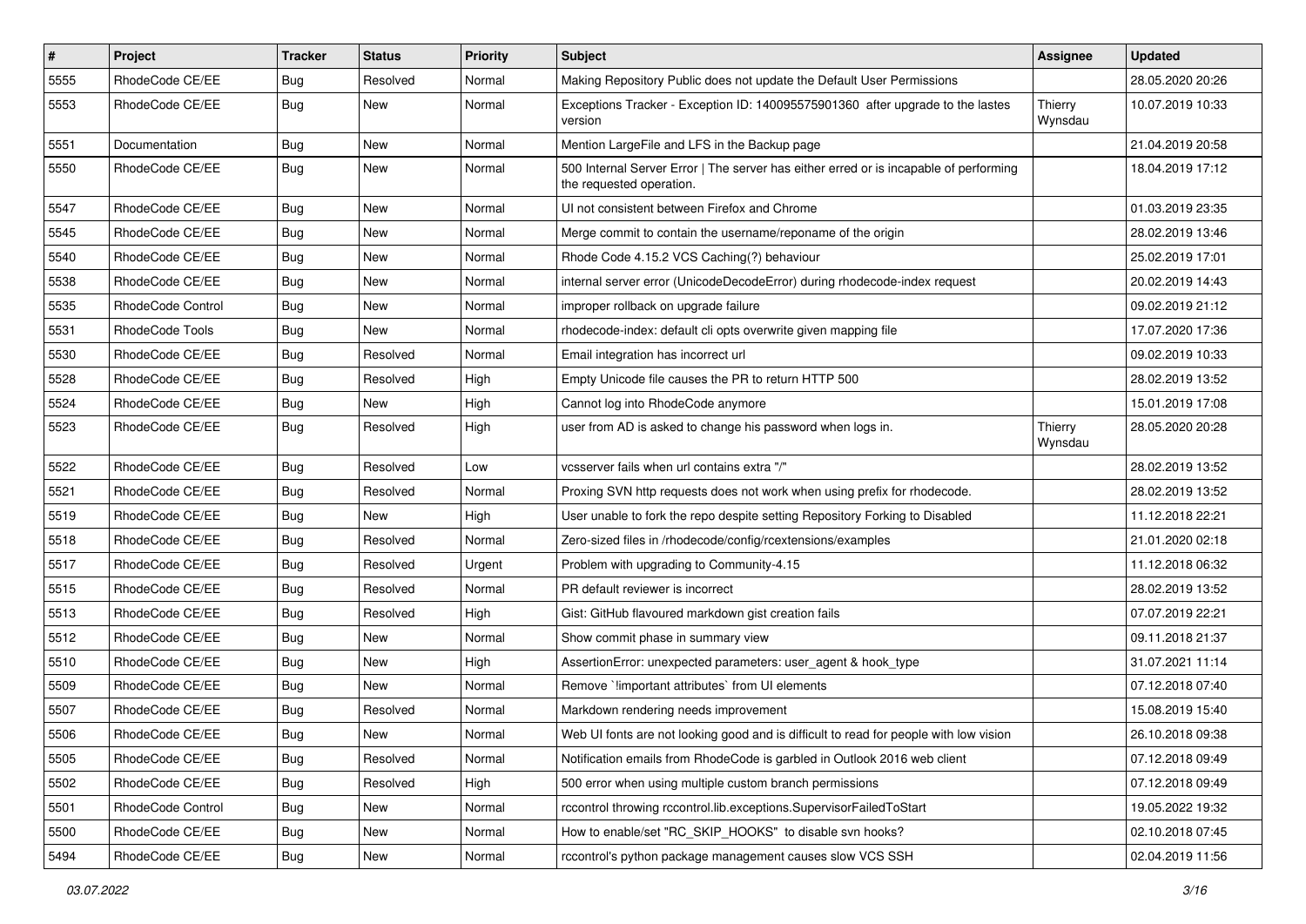| # | Project | Tracker | Status | Priority | Subject | Assignee | Updated |
|---|---|---|---|---|---|---|---|
| 5555 | RhodeCode CE/EE | Bug | Resolved | Normal | Making Repository Public does not update the Default User Permissions | | 28.05.2020 20:26 |
| 5553 | RhodeCode CE/EE | Bug | New | Normal | Exceptions Tracker - Exception ID: 140095575901360 after upgrade to the lastes version | Thierry Wynsdau | 10.07.2019 10:33 |
| 5551 | Documentation | Bug | New | Normal | Mention LargeFile and LFS in the Backup page | | 21.04.2019 20:58 |
| 5550 | RhodeCode CE/EE | Bug | New | Normal | 500 Internal Server Error \| The server has either erred or is incapable of performing the requested operation. | | 18.04.2019 17:12 |
| 5547 | RhodeCode CE/EE | Bug | New | Normal | UI not consistent between Firefox and Chrome | | 01.03.2019 23:35 |
| 5545 | RhodeCode CE/EE | Bug | New | Normal | Merge commit to contain the username/reponame of the origin | | 28.02.2019 13:46 |
| 5540 | RhodeCode CE/EE | Bug | New | Normal | Rhode Code 4.15.2 VCS Caching(?) behaviour | | 25.02.2019 17:01 |
| 5538 | RhodeCode CE/EE | Bug | New | Normal | internal server error (UnicodeDecodeError) during rhodecode-index request | | 20.02.2019 14:43 |
| 5535 | RhodeCode Control | Bug | New | Normal | improper rollback on upgrade failure | | 09.02.2019 21:12 |
| 5531 | RhodeCode Tools | Bug | New | Normal | rhodecode-index: default cli opts overwrite given mapping file | | 17.07.2020 17:36 |
| 5530 | RhodeCode CE/EE | Bug | Resolved | Normal | Email integration has incorrect url | | 09.02.2019 10:33 |
| 5528 | RhodeCode CE/EE | Bug | Resolved | High | Empty Unicode file causes the PR to return HTTP 500 | | 28.02.2019 13:52 |
| 5524 | RhodeCode CE/EE | Bug | New | High | Cannot log into RhodeCode anymore | | 15.01.2019 17:08 |
| 5523 | RhodeCode CE/EE | Bug | Resolved | High | user from AD is asked to change his password when logs in. | Thierry Wynsdau | 28.05.2020 20:28 |
| 5522 | RhodeCode CE/EE | Bug | Resolved | Low | vcsserver fails when url contains extra "/" | | 28.02.2019 13:52 |
| 5521 | RhodeCode CE/EE | Bug | Resolved | Normal | Proxing SVN http requests does not work when using prefix for rhodecode. | | 28.02.2019 13:52 |
| 5519 | RhodeCode CE/EE | Bug | New | High | User unable to fork the repo despite setting Repository Forking to Disabled | | 11.12.2018 22:21 |
| 5518 | RhodeCode CE/EE | Bug | Resolved | Normal | Zero-sized files in /rhodecode/config/rcextensions/examples | | 21.01.2020 02:18 |
| 5517 | RhodeCode CE/EE | Bug | Resolved | Urgent | Problem with upgrading to Community-4.15 | | 11.12.2018 06:32 |
| 5515 | RhodeCode CE/EE | Bug | Resolved | Normal | PR default reviewer is incorrect | | 28.02.2019 13:52 |
| 5513 | RhodeCode CE/EE | Bug | Resolved | High | Gist: GitHub flavoured markdown gist creation fails | | 07.07.2019 22:21 |
| 5512 | RhodeCode CE/EE | Bug | New | Normal | Show commit phase in summary view | | 09.11.2018 21:37 |
| 5510 | RhodeCode CE/EE | Bug | New | High | AssertionError: unexpected parameters: user_agent & hook_type | | 31.07.2021 11:14 |
| 5509 | RhodeCode CE/EE | Bug | New | Normal | Remove `!important attributes` from UI elements | | 07.12.2018 07:40 |
| 5507 | RhodeCode CE/EE | Bug | Resolved | Normal | Markdown rendering needs improvement | | 15.08.2019 15:40 |
| 5506 | RhodeCode CE/EE | Bug | New | Normal | Web UI fonts are not looking good and is difficult to read for people with low vision | | 26.10.2018 09:38 |
| 5505 | RhodeCode CE/EE | Bug | Resolved | Normal | Notification emails from RhodeCode is garbled in Outlook 2016 web client | | 07.12.2018 09:49 |
| 5502 | RhodeCode CE/EE | Bug | Resolved | High | 500 error when using multiple custom branch permissions | | 07.12.2018 09:49 |
| 5501 | RhodeCode Control | Bug | New | Normal | rccontrol throwing rccontrol.lib.exceptions.SupervisorFailedToStart | | 19.05.2022 19:32 |
| 5500 | RhodeCode CE/EE | Bug | New | Normal | How to enable/set "RC_SKIP_HOOKS" to disable svn hooks? | | 02.10.2018 07:45 |
| 5494 | RhodeCode CE/EE | Bug | New | Normal | rccontrol's python package management causes slow VCS SSH | | 02.04.2019 11:56 |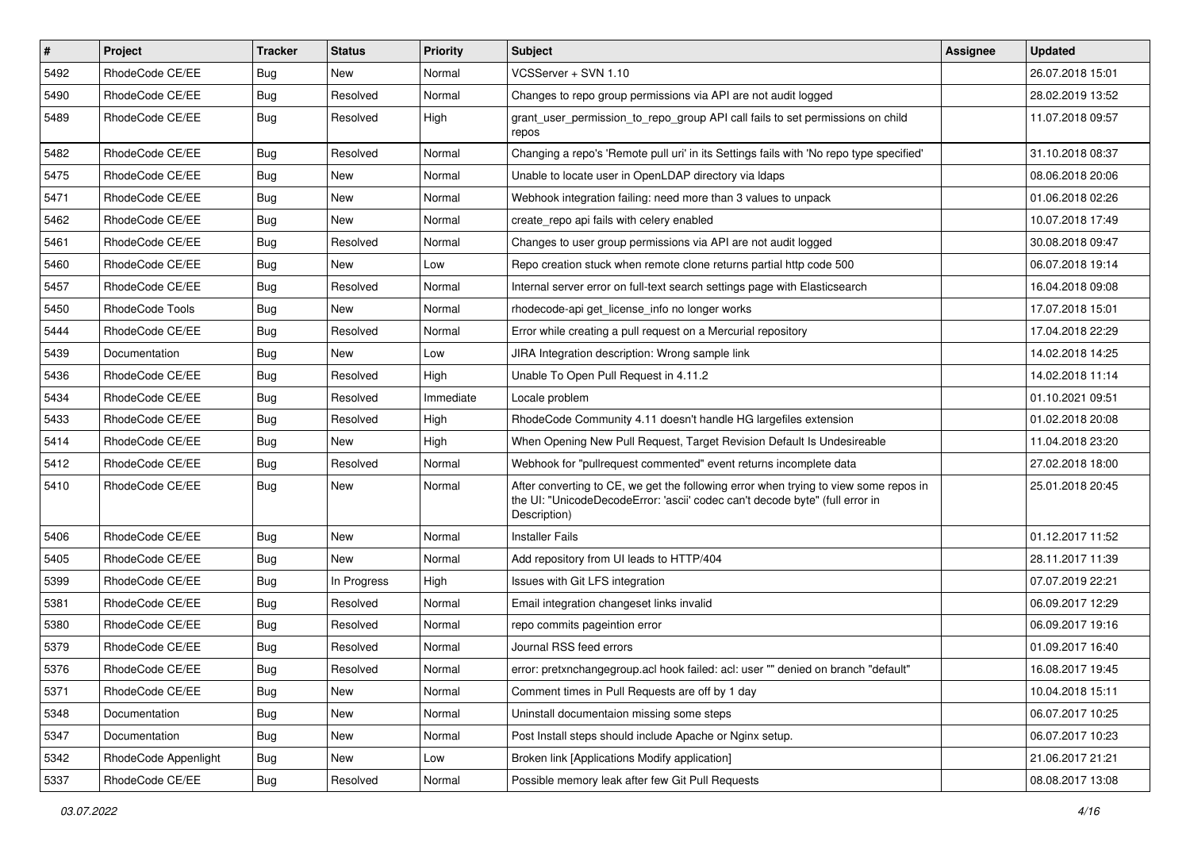| # | Project | Tracker | Status | Priority | Subject | Assignee | Updated |
|---|---|---|---|---|---|---|---|
| 5492 | RhodeCode CE/EE | Bug | New | Normal | VCSServer + SVN 1.10 | | 26.07.2018 15:01 |
| 5490 | RhodeCode CE/EE | Bug | Resolved | Normal | Changes to repo group permissions via API are not audit logged | | 28.02.2019 13:52 |
| 5489 | RhodeCode CE/EE | Bug | Resolved | High | grant_user_permission_to_repo_group API call fails to set permissions on child repos | | 11.07.2018 09:57 |
| 5482 | RhodeCode CE/EE | Bug | Resolved | Normal | Changing a repo's 'Remote pull uri' in its Settings fails with 'No repo type specified' | | 31.10.2018 08:37 |
| 5475 | RhodeCode CE/EE | Bug | New | Normal | Unable to locate user in OpenLDAP directory via ldaps | | 08.06.2018 20:06 |
| 5471 | RhodeCode CE/EE | Bug | New | Normal | Webhook integration failing: need more than 3 values to unpack | | 01.06.2018 02:26 |
| 5462 | RhodeCode CE/EE | Bug | New | Normal | create_repo api fails with celery enabled | | 10.07.2018 17:49 |
| 5461 | RhodeCode CE/EE | Bug | Resolved | Normal | Changes to user group permissions via API are not audit logged | | 30.08.2018 09:47 |
| 5460 | RhodeCode CE/EE | Bug | New | Low | Repo creation stuck when remote clone returns partial http code 500 | | 06.07.2018 19:14 |
| 5457 | RhodeCode CE/EE | Bug | Resolved | Normal | Internal server error on full-text search settings page with Elasticsearch | | 16.04.2018 09:08 |
| 5450 | RhodeCode Tools | Bug | New | Normal | rhodecode-api get_license_info no longer works | | 17.07.2018 15:01 |
| 5444 | RhodeCode CE/EE | Bug | Resolved | Normal | Error while creating a pull request on a Mercurial repository | | 17.04.2018 22:29 |
| 5439 | Documentation | Bug | New | Low | JIRA Integration description: Wrong sample link | | 14.02.2018 14:25 |
| 5436 | RhodeCode CE/EE | Bug | Resolved | High | Unable To Open Pull Request in 4.11.2 | | 14.02.2018 11:14 |
| 5434 | RhodeCode CE/EE | Bug | Resolved | Immediate | Locale problem | | 01.10.2021 09:51 |
| 5433 | RhodeCode CE/EE | Bug | Resolved | High | RhodeCode Community 4.11 doesn't handle HG largefiles extension | | 01.02.2018 20:08 |
| 5414 | RhodeCode CE/EE | Bug | New | High | When Opening New Pull Request, Target Revision Default Is Undesireable | | 11.04.2018 23:20 |
| 5412 | RhodeCode CE/EE | Bug | Resolved | Normal | Webhook for "pullrequest commented" event returns incomplete data | | 27.02.2018 18:00 |
| 5410 | RhodeCode CE/EE | Bug | New | Normal | After converting to CE, we get the following error when trying to view some repos in the UI: "UnicodeDecodeError: 'ascii' codec can't decode byte" (full error in Description) | | 25.01.2018 20:45 |
| 5406 | RhodeCode CE/EE | Bug | New | Normal | Installer Fails | | 01.12.2017 11:52 |
| 5405 | RhodeCode CE/EE | Bug | New | Normal | Add repository from UI leads to HTTP/404 | | 28.11.2017 11:39 |
| 5399 | RhodeCode CE/EE | Bug | In Progress | High | Issues with Git LFS integration | | 07.07.2019 22:21 |
| 5381 | RhodeCode CE/EE | Bug | Resolved | Normal | Email integration changeset links invalid | | 06.09.2017 12:29 |
| 5380 | RhodeCode CE/EE | Bug | Resolved | Normal | repo commits pageintion error | | 06.09.2017 19:16 |
| 5379 | RhodeCode CE/EE | Bug | Resolved | Normal | Journal RSS feed errors | | 01.09.2017 16:40 |
| 5376 | RhodeCode CE/EE | Bug | Resolved | Normal | error: pretxnchangegroup.acl hook failed: acl: user "" denied on branch "default" | | 16.08.2017 19:45 |
| 5371 | RhodeCode CE/EE | Bug | New | Normal | Comment times in Pull Requests are off by 1 day | | 10.04.2018 15:11 |
| 5348 | Documentation | Bug | New | Normal | Uninstall documentaion missing some steps | | 06.07.2017 10:25 |
| 5347 | Documentation | Bug | New | Normal | Post Install steps should include Apache or Nginx setup. | | 06.07.2017 10:23 |
| 5342 | RhodeCode Appenlight | Bug | New | Low | Broken link [Applications Modify application] | | 21.06.2017 21:21 |
| 5337 | RhodeCode CE/EE | Bug | Resolved | Normal | Possible memory leak after few Git Pull Requests | | 08.08.2017 13:08 |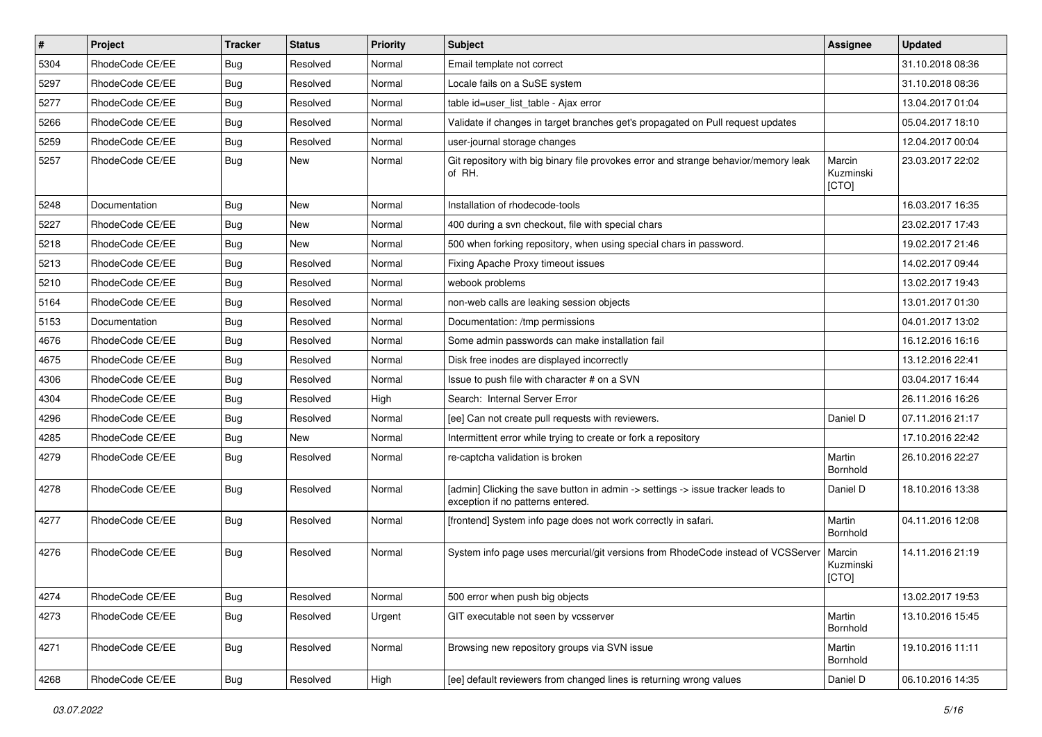| # | Project | Tracker | Status | Priority | Subject | Assignee | Updated |
|---|---|---|---|---|---|---|---|
| 5304 | RhodeCode CE/EE | Bug | Resolved | Normal | Email template not correct | | 31.10.2018 08:36 |
| 5297 | RhodeCode CE/EE | Bug | Resolved | Normal | Locale fails on a SuSE system | | 31.10.2018 08:36 |
| 5277 | RhodeCode CE/EE | Bug | Resolved | Normal | table id=user_list_table - Ajax error | | 13.04.2017 01:04 |
| 5266 | RhodeCode CE/EE | Bug | Resolved | Normal | Validate if changes in target branches get's propagated on Pull request updates | | 05.04.2017 18:10 |
| 5259 | RhodeCode CE/EE | Bug | Resolved | Normal | user-journal storage changes | | 12.04.2017 00:04 |
| 5257 | RhodeCode CE/EE | Bug | New | Normal | Git repository with big binary file provokes error and strange behavior/memory leak of RH. | Marcin Kuzminski [CTO] | 23.03.2017 22:02 |
| 5248 | Documentation | Bug | New | Normal | Installation of rhodecode-tools | | 16.03.2017 16:35 |
| 5227 | RhodeCode CE/EE | Bug | New | Normal | 400 during a svn checkout, file with special chars | | 23.02.2017 17:43 |
| 5218 | RhodeCode CE/EE | Bug | New | Normal | 500 when forking repository, when using special chars in password. | | 19.02.2017 21:46 |
| 5213 | RhodeCode CE/EE | Bug | Resolved | Normal | Fixing Apache Proxy timeout issues | | 14.02.2017 09:44 |
| 5210 | RhodeCode CE/EE | Bug | Resolved | Normal | webook problems | | 13.02.2017 19:43 |
| 5164 | RhodeCode CE/EE | Bug | Resolved | Normal | non-web calls are leaking session objects | | 13.01.2017 01:30 |
| 5153 | Documentation | Bug | Resolved | Normal | Documentation: /tmp permissions | | 04.01.2017 13:02 |
| 4676 | RhodeCode CE/EE | Bug | Resolved | Normal | Some admin passwords can make installation fail | | 16.12.2016 16:16 |
| 4675 | RhodeCode CE/EE | Bug | Resolved | Normal | Disk free inodes are displayed incorrectly | | 13.12.2016 22:41 |
| 4306 | RhodeCode CE/EE | Bug | Resolved | Normal | Issue to push file with character # on a SVN | | 03.04.2017 16:44 |
| 4304 | RhodeCode CE/EE | Bug | Resolved | High | Search: Internal Server Error | | 26.11.2016 16:26 |
| 4296 | RhodeCode CE/EE | Bug | Resolved | Normal | [ee] Can not create pull requests with reviewers. | Daniel D | 07.11.2016 21:17 |
| 4285 | RhodeCode CE/EE | Bug | New | Normal | Intermittent error while trying to create or fork a repository | | 17.10.2016 22:42 |
| 4279 | RhodeCode CE/EE | Bug | Resolved | Normal | re-captcha validation is broken | Martin Bornhold | 26.10.2016 22:27 |
| 4278 | RhodeCode CE/EE | Bug | Resolved | Normal | [admin] Clicking the save button in admin -> settings -> issue tracker leads to exception if no patterns entered. | Daniel D | 18.10.2016 13:38 |
| 4277 | RhodeCode CE/EE | Bug | Resolved | Normal | [frontend] System info page does not work correctly in safari. | Martin Bornhold | 04.11.2016 12:08 |
| 4276 | RhodeCode CE/EE | Bug | Resolved | Normal | System info page uses mercurial/git versions from RhodeCode instead of VCSServer | Marcin Kuzminski [CTO] | 14.11.2016 21:19 |
| 4274 | RhodeCode CE/EE | Bug | Resolved | Normal | 500 error when push big objects | | 13.02.2017 19:53 |
| 4273 | RhodeCode CE/EE | Bug | Resolved | Urgent | GIT executable not seen by vcsserver | Martin Bornhold | 13.10.2016 15:45 |
| 4271 | RhodeCode CE/EE | Bug | Resolved | Normal | Browsing new repository groups via SVN issue | Martin Bornhold | 19.10.2016 11:11 |
| 4268 | RhodeCode CE/EE | Bug | Resolved | High | [ee] default reviewers from changed lines is returning wrong values | Daniel D | 06.10.2016 14:35 |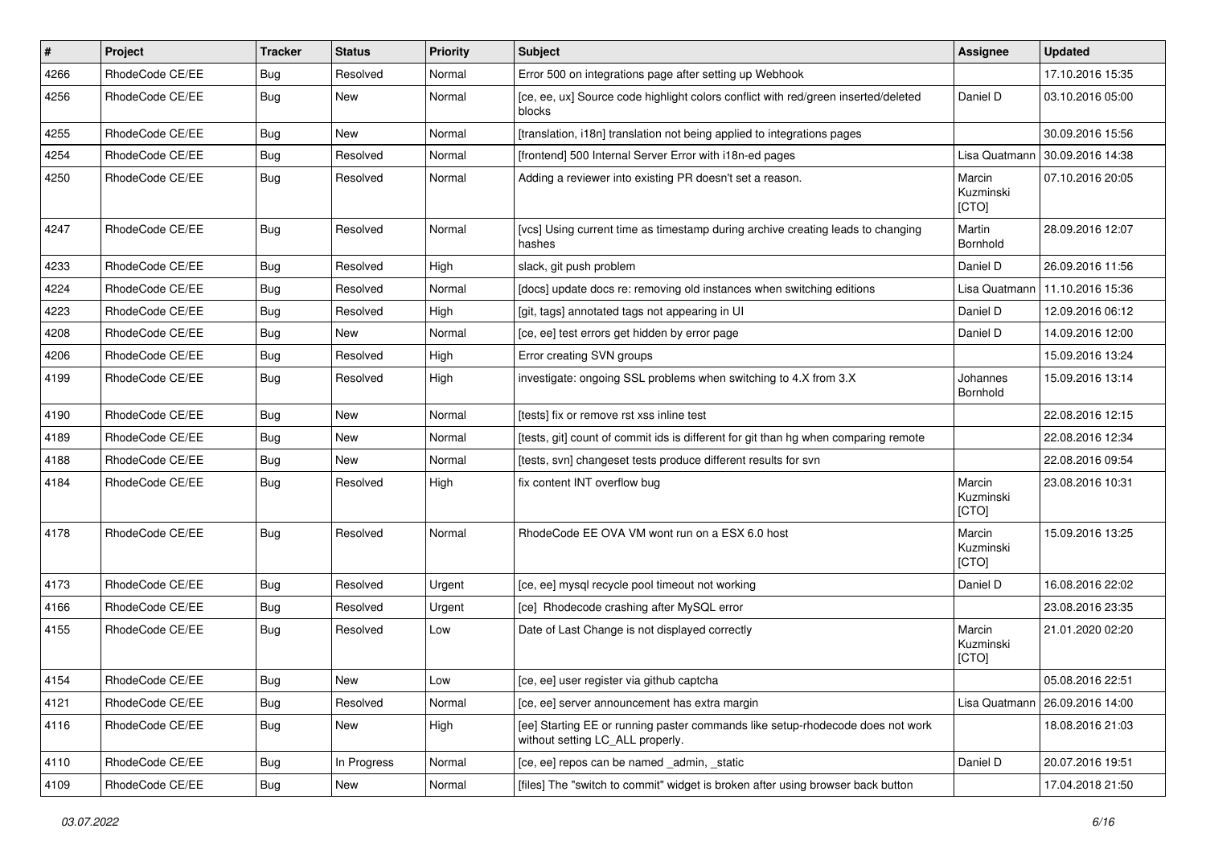| # | Project | Tracker | Status | Priority | Subject | Assignee | Updated |
| --- | --- | --- | --- | --- | --- | --- | --- |
| 4266 | RhodeCode CE/EE | Bug | Resolved | Normal | Error 500 on integrations page after setting up Webhook | | 17.10.2016 15:35 |
| 4256 | RhodeCode CE/EE | Bug | New | Normal | [ce, ee, ux] Source code highlight colors conflict with red/green inserted/deleted blocks | Daniel D | 03.10.2016 05:00 |
| 4255 | RhodeCode CE/EE | Bug | New | Normal | [translation, i18n] translation not being applied to integrations pages | | 30.09.2016 15:56 |
| 4254 | RhodeCode CE/EE | Bug | Resolved | Normal | [frontend] 500 Internal Server Error with i18n-ed pages | Lisa Quatmann | 30.09.2016 14:38 |
| 4250 | RhodeCode CE/EE | Bug | Resolved | Normal | Adding a reviewer into existing PR doesn't set a reason. | Marcin Kuzminski [CTO] | 07.10.2016 20:05 |
| 4247 | RhodeCode CE/EE | Bug | Resolved | Normal | [vcs] Using current time as timestamp during archive creating leads to changing hashes | Martin Bornhold | 28.09.2016 12:07 |
| 4233 | RhodeCode CE/EE | Bug | Resolved | High | slack, git push problem | Daniel D | 26.09.2016 11:56 |
| 4224 | RhodeCode CE/EE | Bug | Resolved | Normal | [docs] update docs re: removing old instances when switching editions | Lisa Quatmann | 11.10.2016 15:36 |
| 4223 | RhodeCode CE/EE | Bug | Resolved | High | [git, tags] annotated tags not appearing in UI | Daniel D | 12.09.2016 06:12 |
| 4208 | RhodeCode CE/EE | Bug | New | Normal | [ce, ee] test errors get hidden by error page | Daniel D | 14.09.2016 12:00 |
| 4206 | RhodeCode CE/EE | Bug | Resolved | High | Error creating SVN groups | | 15.09.2016 13:24 |
| 4199 | RhodeCode CE/EE | Bug | Resolved | High | investigate: ongoing SSL problems when switching to 4.X from 3.X | Johannes Bornhold | 15.09.2016 13:14 |
| 4190 | RhodeCode CE/EE | Bug | New | Normal | [tests] fix or remove rst xss inline test | | 22.08.2016 12:15 |
| 4189 | RhodeCode CE/EE | Bug | New | Normal | [tests, git] count of commit ids is different for git than hg when comparing remote | | 22.08.2016 12:34 |
| 4188 | RhodeCode CE/EE | Bug | New | Normal | [tests, svn] changeset tests produce different results for svn | | 22.08.2016 09:54 |
| 4184 | RhodeCode CE/EE | Bug | Resolved | High | fix content INT overflow bug | Marcin Kuzminski [CTO] | 23.08.2016 10:31 |
| 4178 | RhodeCode CE/EE | Bug | Resolved | Normal | RhodeCode EE OVA VM wont run on a ESX 6.0 host | Marcin Kuzminski [CTO] | 15.09.2016 13:25 |
| 4173 | RhodeCode CE/EE | Bug | Resolved | Urgent | [ce, ee] mysql recycle pool timeout not working | Daniel D | 16.08.2016 22:02 |
| 4166 | RhodeCode CE/EE | Bug | Resolved | Urgent | [ce] Rhodecode crashing after MySQL error | | 23.08.2016 23:35 |
| 4155 | RhodeCode CE/EE | Bug | Resolved | Low | Date of Last Change is not displayed correctly | Marcin Kuzminski [CTO] | 21.01.2020 02:20 |
| 4154 | RhodeCode CE/EE | Bug | New | Low | [ce, ee] user register via github captcha | | 05.08.2016 22:51 |
| 4121 | RhodeCode CE/EE | Bug | Resolved | Normal | [ce, ee] server announcement has extra margin | Lisa Quatmann | 26.09.2016 14:00 |
| 4116 | RhodeCode CE/EE | Bug | New | High | [ee] Starting EE or running paster commands like setup-rhodecode does not work without setting LC_ALL properly. | | 18.08.2016 21:03 |
| 4110 | RhodeCode CE/EE | Bug | In Progress | Normal | [ce, ee] repos can be named _admin, _static | Daniel D | 20.07.2016 19:51 |
| 4109 | RhodeCode CE/EE | Bug | New | Normal | [files] The "switch to commit" widget is broken after using browser back button | | 17.04.2018 21:50 |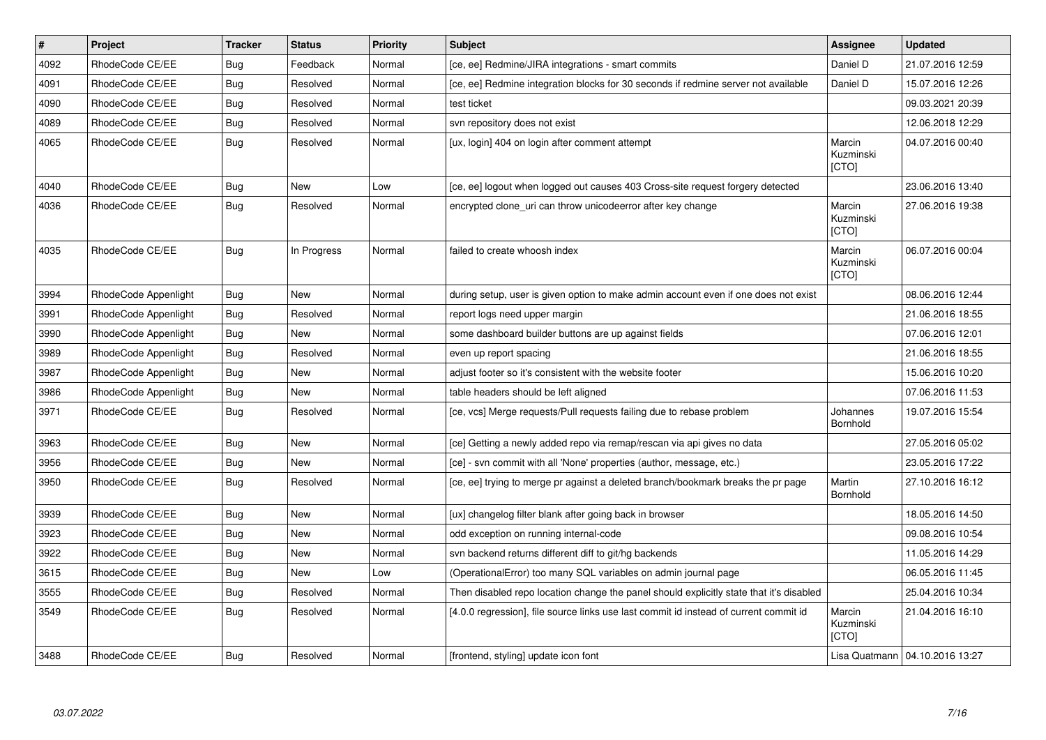| # | Project | Tracker | Status | Priority | Subject | Assignee | Updated |
|---|---|---|---|---|---|---|---|
| 4092 | RhodeCode CE/EE | Bug | Feedback | Normal | [ce, ee] Redmine/JIRA integrations - smart commits | Daniel D | 21.07.2016 12:59 |
| 4091 | RhodeCode CE/EE | Bug | Resolved | Normal | [ce, ee] Redmine integration blocks for 30 seconds if redmine server not available | Daniel D | 15.07.2016 12:26 |
| 4090 | RhodeCode CE/EE | Bug | Resolved | Normal | test ticket | | 09.03.2021 20:39 |
| 4089 | RhodeCode CE/EE | Bug | Resolved | Normal | svn repository does not exist | | 12.06.2018 12:29 |
| 4065 | RhodeCode CE/EE | Bug | Resolved | Normal | [ux, login] 404 on login after comment attempt | Marcin Kuzminski [CTO] | 04.07.2016 00:40 |
| 4040 | RhodeCode CE/EE | Bug | New | Low | [ce, ee] logout when logged out causes 403 Cross-site request forgery detected | | 23.06.2016 13:40 |
| 4036 | RhodeCode CE/EE | Bug | Resolved | Normal | encrypted clone_uri can throw unicodeerror after key change | Marcin Kuzminski [CTO] | 27.06.2016 19:38 |
| 4035 | RhodeCode CE/EE | Bug | In Progress | Normal | failed to create whoosh index | Marcin Kuzminski [CTO] | 06.07.2016 00:04 |
| 3994 | RhodeCode Appenlight | Bug | New | Normal | during setup, user is given option to make admin account even if one does not exist | | 08.06.2016 12:44 |
| 3991 | RhodeCode Appenlight | Bug | Resolved | Normal | report logs need upper margin | | 21.06.2016 18:55 |
| 3990 | RhodeCode Appenlight | Bug | New | Normal | some dashboard builder buttons are up against fields | | 07.06.2016 12:01 |
| 3989 | RhodeCode Appenlight | Bug | Resolved | Normal | even up report spacing | | 21.06.2016 18:55 |
| 3987 | RhodeCode Appenlight | Bug | New | Normal | adjust footer so it's consistent with the website footer | | 15.06.2016 10:20 |
| 3986 | RhodeCode Appenlight | Bug | New | Normal | table headers should be left aligned | | 07.06.2016 11:53 |
| 3971 | RhodeCode CE/EE | Bug | Resolved | Normal | [ce, vcs] Merge requests/Pull requests failing due to rebase problem | Johannes Bornhold | 19.07.2016 15:54 |
| 3963 | RhodeCode CE/EE | Bug | New | Normal | [ce] Getting a newly added repo via remap/rescan via api gives no data | | 27.05.2016 05:02 |
| 3956 | RhodeCode CE/EE | Bug | New | Normal | [ce] - svn commit with all 'None' properties (author, message, etc.) | | 23.05.2016 17:22 |
| 3950 | RhodeCode CE/EE | Bug | Resolved | Normal | [ce, ee] trying to merge pr against a deleted branch/bookmark breaks the pr page | Martin Bornhold | 27.10.2016 16:12 |
| 3939 | RhodeCode CE/EE | Bug | New | Normal | [ux] changelog filter blank after going back in browser | | 18.05.2016 14:50 |
| 3923 | RhodeCode CE/EE | Bug | New | Normal | odd exception on running internal-code | | 09.08.2016 10:54 |
| 3922 | RhodeCode CE/EE | Bug | New | Normal | svn backend returns different diff to git/hg backends | | 11.05.2016 14:29 |
| 3615 | RhodeCode CE/EE | Bug | New | Low | (OperationalError) too many SQL variables on admin journal page | | 06.05.2016 11:45 |
| 3555 | RhodeCode CE/EE | Bug | Resolved | Normal | Then disabled repo location change the panel should explicitly state that it's disabled | | 25.04.2016 10:34 |
| 3549 | RhodeCode CE/EE | Bug | Resolved | Normal | [4.0.0 regression], file source links use last commit id instead of current commit id | Marcin Kuzminski [CTO] | 21.04.2016 16:10 |
| 3488 | RhodeCode CE/EE | Bug | Resolved | Normal | [frontend, styling] update icon font | Lisa Quatmann | 04.10.2016 13:27 |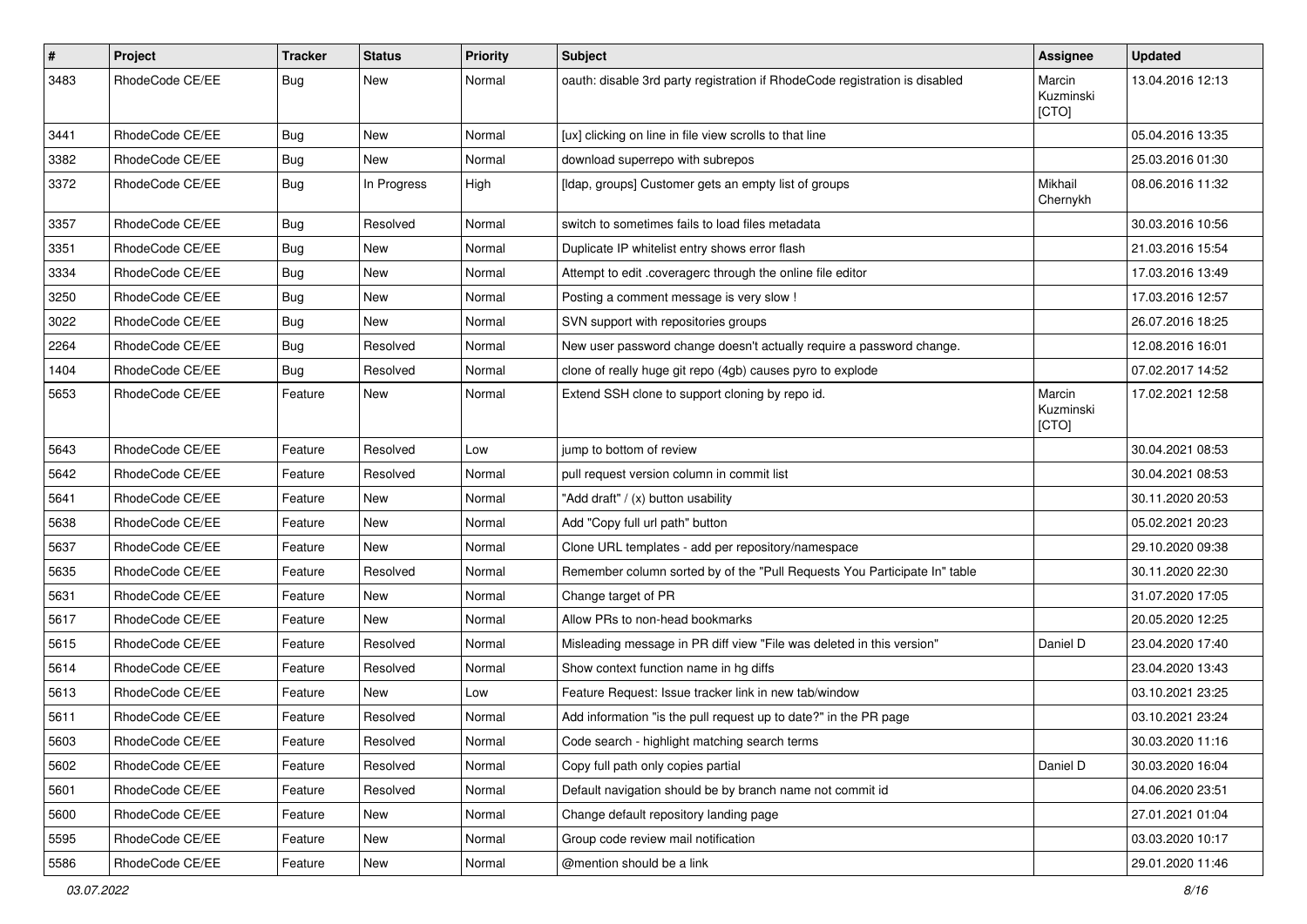| # | Project | Tracker | Status | Priority | Subject | Assignee | Updated |
|---|---|---|---|---|---|---|---|
| 3483 | RhodeCode CE/EE | Bug | New | Normal | oauth: disable 3rd party registration if RhodeCode registration is disabled | Marcin Kuzminski [CTO] | 13.04.2016 12:13 |
| 3441 | RhodeCode CE/EE | Bug | New | Normal | [ux] clicking on line in file view scrolls to that line | | 05.04.2016 13:35 |
| 3382 | RhodeCode CE/EE | Bug | New | Normal | download superrepo with subrepos | | 25.03.2016 01:30 |
| 3372 | RhodeCode CE/EE | Bug | In Progress | High | [ldap, groups] Customer gets an empty list of groups | Mikhail Chernykh | 08.06.2016 11:32 |
| 3357 | RhodeCode CE/EE | Bug | Resolved | Normal | switch to sometimes fails to load files metadata | | 30.03.2016 10:56 |
| 3351 | RhodeCode CE/EE | Bug | New | Normal | Duplicate IP whitelist entry shows error flash | | 21.03.2016 15:54 |
| 3334 | RhodeCode CE/EE | Bug | New | Normal | Attempt to edit .coveragerc through the online file editor | | 17.03.2016 13:49 |
| 3250 | RhodeCode CE/EE | Bug | New | Normal | Posting a comment message is very slow ! | | 17.03.2016 12:57 |
| 3022 | RhodeCode CE/EE | Bug | New | Normal | SVN support with repositories groups | | 26.07.2016 18:25 |
| 2264 | RhodeCode CE/EE | Bug | Resolved | Normal | New user password change doesn't actually require a password change. | | 12.08.2016 16:01 |
| 1404 | RhodeCode CE/EE | Bug | Resolved | Normal | clone of really huge git repo (4gb) causes pyro to explode | | 07.02.2017 14:52 |
| 5653 | RhodeCode CE/EE | Feature | New | Normal | Extend SSH clone to support cloning by repo id. | Marcin Kuzminski [CTO] | 17.02.2021 12:58 |
| 5643 | RhodeCode CE/EE | Feature | Resolved | Low | jump to bottom of review | | 30.04.2021 08:53 |
| 5642 | RhodeCode CE/EE | Feature | Resolved | Normal | pull request version column in commit list | | 30.04.2021 08:53 |
| 5641 | RhodeCode CE/EE | Feature | New | Normal | "Add draft" / (x) button usability | | 30.11.2020 20:53 |
| 5638 | RhodeCode CE/EE | Feature | New | Normal | Add "Copy full url path" button | | 05.02.2021 20:23 |
| 5637 | RhodeCode CE/EE | Feature | New | Normal | Clone URL templates - add per repository/namespace | | 29.10.2020 09:38 |
| 5635 | RhodeCode CE/EE | Feature | Resolved | Normal | Remember column sorted by of the "Pull Requests You Participate In" table | | 30.11.2020 22:30 |
| 5631 | RhodeCode CE/EE | Feature | New | Normal | Change target of PR | | 31.07.2020 17:05 |
| 5617 | RhodeCode CE/EE | Feature | New | Normal | Allow PRs to non-head bookmarks | | 20.05.2020 12:25 |
| 5615 | RhodeCode CE/EE | Feature | Resolved | Normal | Misleading message in PR diff view "File was deleted in this version" | Daniel D | 23.04.2020 17:40 |
| 5614 | RhodeCode CE/EE | Feature | Resolved | Normal | Show context function name in hg diffs | | 23.04.2020 13:43 |
| 5613 | RhodeCode CE/EE | Feature | New | Low | Feature Request: Issue tracker link in new tab/window | | 03.10.2021 23:25 |
| 5611 | RhodeCode CE/EE | Feature | Resolved | Normal | Add information "is the pull request up to date?" in the PR page | | 03.10.2021 23:24 |
| 5603 | RhodeCode CE/EE | Feature | Resolved | Normal | Code search - highlight matching search terms | | 30.03.2020 11:16 |
| 5602 | RhodeCode CE/EE | Feature | Resolved | Normal | Copy full path only copies partial | Daniel D | 30.03.2020 16:04 |
| 5601 | RhodeCode CE/EE | Feature | Resolved | Normal | Default navigation should be by branch name not commit id | | 04.06.2020 23:51 |
| 5600 | RhodeCode CE/EE | Feature | New | Normal | Change default repository landing page | | 27.01.2021 01:04 |
| 5595 | RhodeCode CE/EE | Feature | New | Normal | Group code review mail notification | | 03.03.2020 10:17 |
| 5586 | RhodeCode CE/EE | Feature | New | Normal | @mention should be a link | | 29.01.2020 11:46 |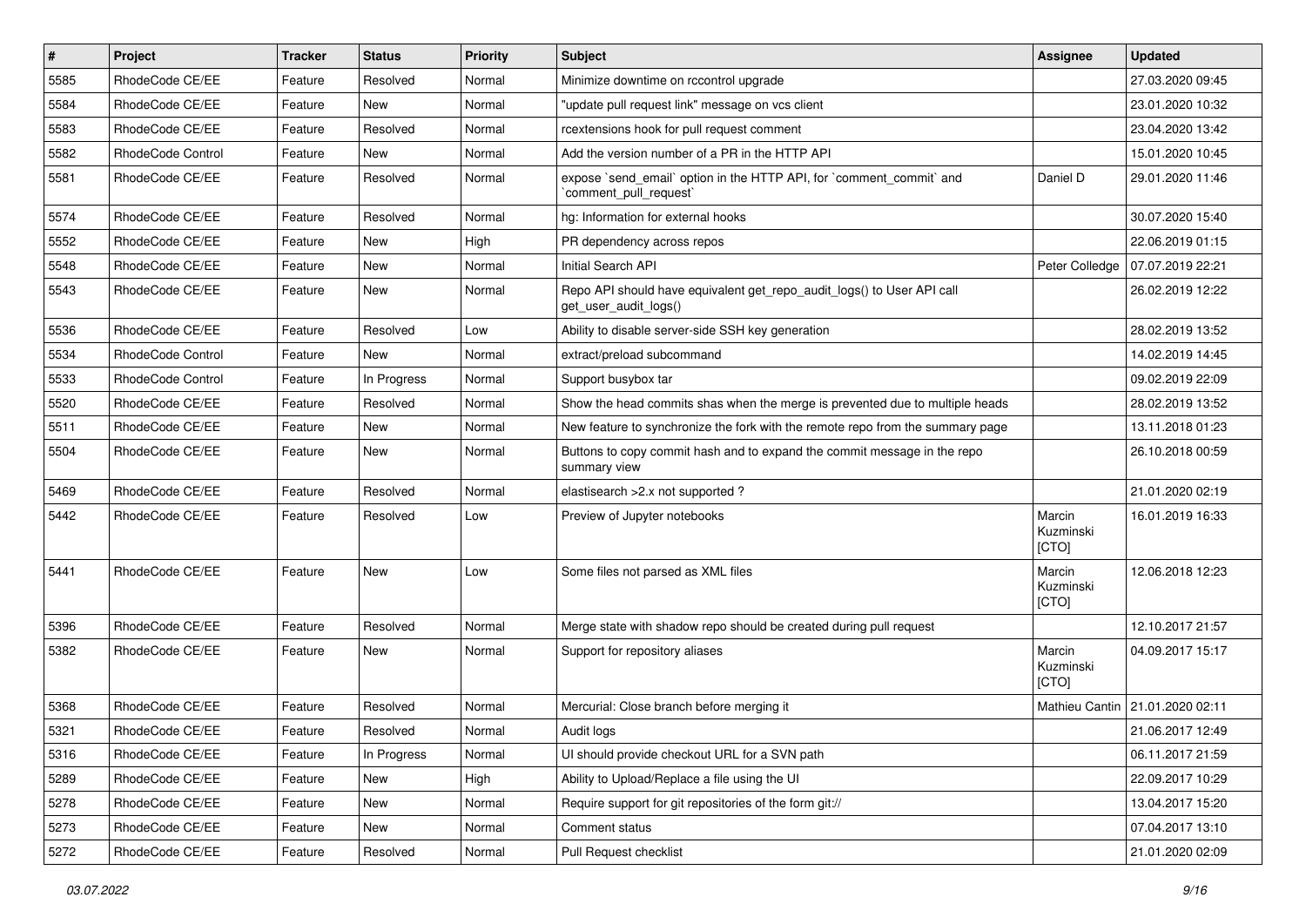| # | Project | Tracker | Status | Priority | Subject | Assignee | Updated |
| --- | --- | --- | --- | --- | --- | --- | --- |
| 5585 | RhodeCode CE/EE | Feature | Resolved | Normal | Minimize downtime on rccontrol upgrade | | 27.03.2020 09:45 |
| 5584 | RhodeCode CE/EE | Feature | New | Normal | "update pull request link" message on vcs client | | 23.01.2020 10:32 |
| 5583 | RhodeCode CE/EE | Feature | Resolved | Normal | rcextensions hook for pull request comment | | 23.04.2020 13:42 |
| 5582 | RhodeCode Control | Feature | New | Normal | Add the version number of a PR in the HTTP API | | 15.01.2020 10:45 |
| 5581 | RhodeCode CE/EE | Feature | Resolved | Normal | expose `send_email` option in the HTTP API, for `comment_commit` and `comment_pull_request` | Daniel D | 29.01.2020 11:46 |
| 5574 | RhodeCode CE/EE | Feature | Resolved | Normal | hg: Information for external hooks | | 30.07.2020 15:40 |
| 5552 | RhodeCode CE/EE | Feature | New | High | PR dependency across repos | | 22.06.2019 01:15 |
| 5548 | RhodeCode CE/EE | Feature | New | Normal | Initial Search API | Peter Colledge | 07.07.2019 22:21 |
| 5543 | RhodeCode CE/EE | Feature | New | Normal | Repo API should have equivalent get_repo_audit_logs() to User API call get_user_audit_logs() | | 26.02.2019 12:22 |
| 5536 | RhodeCode CE/EE | Feature | Resolved | Low | Ability to disable server-side SSH key generation | | 28.02.2019 13:52 |
| 5534 | RhodeCode Control | Feature | New | Normal | extract/preload subcommand | | 14.02.2019 14:45 |
| 5533 | RhodeCode Control | Feature | In Progress | Normal | Support busybox tar | | 09.02.2019 22:09 |
| 5520 | RhodeCode CE/EE | Feature | Resolved | Normal | Show the head commits shas when the merge is prevented due to multiple heads | | 28.02.2019 13:52 |
| 5511 | RhodeCode CE/EE | Feature | New | Normal | New feature to synchronize the fork with the remote repo from the summary page | | 13.11.2018 01:23 |
| 5504 | RhodeCode CE/EE | Feature | New | Normal | Buttons to copy commit hash and to expand the commit message in the repo summary view | | 26.10.2018 00:59 |
| 5469 | RhodeCode CE/EE | Feature | Resolved | Normal | elastisearch >2.x not supported ? | | 21.01.2020 02:19 |
| 5442 | RhodeCode CE/EE | Feature | Resolved | Low | Preview of Jupyter notebooks | Marcin Kuzminski [CTO] | 16.01.2019 16:33 |
| 5441 | RhodeCode CE/EE | Feature | New | Low | Some files not parsed as XML files | Marcin Kuzminski [CTO] | 12.06.2018 12:23 |
| 5396 | RhodeCode CE/EE | Feature | Resolved | Normal | Merge state with shadow repo should be created during pull request | | 12.10.2017 21:57 |
| 5382 | RhodeCode CE/EE | Feature | New | Normal | Support for repository aliases | Marcin Kuzminski [CTO] | 04.09.2017 15:17 |
| 5368 | RhodeCode CE/EE | Feature | Resolved | Normal | Mercurial: Close branch before merging it | Mathieu Cantin | 21.01.2020 02:11 |
| 5321 | RhodeCode CE/EE | Feature | Resolved | Normal | Audit logs | | 21.06.2017 12:49 |
| 5316 | RhodeCode CE/EE | Feature | In Progress | Normal | UI should provide checkout URL for a SVN path | | 06.11.2017 21:59 |
| 5289 | RhodeCode CE/EE | Feature | New | High | Ability to Upload/Replace a file using the UI | | 22.09.2017 10:29 |
| 5278 | RhodeCode CE/EE | Feature | New | Normal | Require support for git repositories of the form git:// | | 13.04.2017 15:20 |
| 5273 | RhodeCode CE/EE | Feature | New | Normal | Comment status | | 07.04.2017 13:10 |
| 5272 | RhodeCode CE/EE | Feature | Resolved | Normal | Pull Request checklist | | 21.01.2020 02:09 |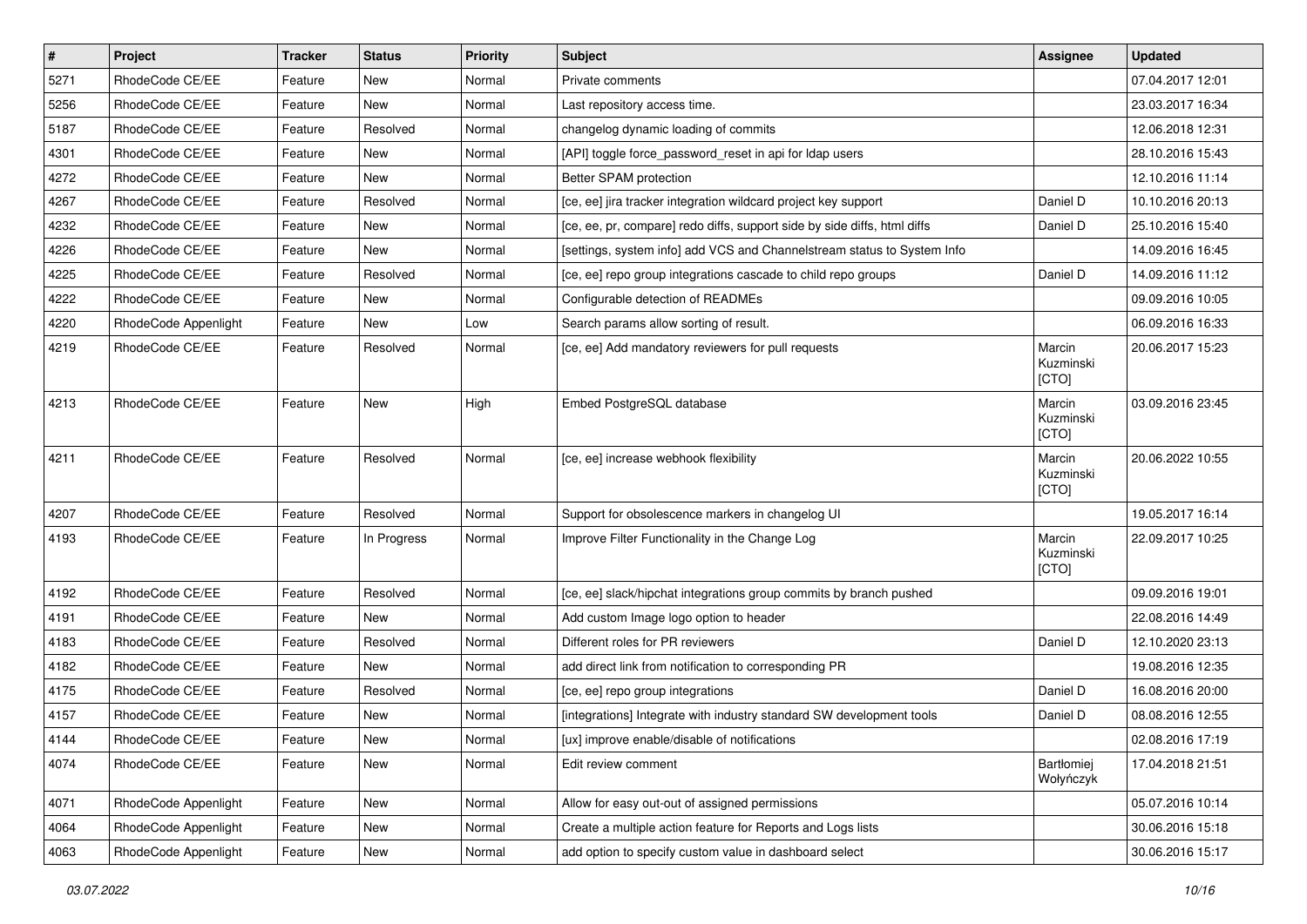| # | Project | Tracker | Status | Priority | Subject | Assignee | Updated |
|---|---|---|---|---|---|---|---|
| 5271 | RhodeCode CE/EE | Feature | New | Normal | Private comments | | 07.04.2017 12:01 |
| 5256 | RhodeCode CE/EE | Feature | New | Normal | Last repository access time. | | 23.03.2017 16:34 |
| 5187 | RhodeCode CE/EE | Feature | Resolved | Normal | changelog dynamic loading of commits | | 12.06.2018 12:31 |
| 4301 | RhodeCode CE/EE | Feature | New | Normal | [API] toggle force_password_reset in api for ldap users | | 28.10.2016 15:43 |
| 4272 | RhodeCode CE/EE | Feature | New | Normal | Better SPAM protection | | 12.10.2016 11:14 |
| 4267 | RhodeCode CE/EE | Feature | Resolved | Normal | [ce, ee] jira tracker integration wildcard project key support | Daniel D | 10.10.2016 20:13 |
| 4232 | RhodeCode CE/EE | Feature | New | Normal | [ce, ee, pr, compare] redo diffs, support side by side diffs, html diffs | Daniel D | 25.10.2016 15:40 |
| 4226 | RhodeCode CE/EE | Feature | New | Normal | [settings, system info] add VCS and Channelstream status to System Info | | 14.09.2016 16:45 |
| 4225 | RhodeCode CE/EE | Feature | Resolved | Normal | [ce, ee] repo group integrations cascade to child repo groups | Daniel D | 14.09.2016 11:12 |
| 4222 | RhodeCode CE/EE | Feature | New | Normal | Configurable detection of READMEs | | 09.09.2016 10:05 |
| 4220 | RhodeCode Appenlight | Feature | New | Low | Search params allow sorting of result. | | 06.09.2016 16:33 |
| 4219 | RhodeCode CE/EE | Feature | Resolved | Normal | [ce, ee] Add mandatory reviewers for pull requests | Marcin Kuzminski [CTO] | 20.06.2017 15:23 |
| 4213 | RhodeCode CE/EE | Feature | New | High | Embed PostgreSQL database | Marcin Kuzminski [CTO] | 03.09.2016 23:45 |
| 4211 | RhodeCode CE/EE | Feature | Resolved | Normal | [ce, ee] increase webhook flexibility | Marcin Kuzminski [CTO] | 20.06.2022 10:55 |
| 4207 | RhodeCode CE/EE | Feature | Resolved | Normal | Support for obsolescence markers in changelog UI | | 19.05.2017 16:14 |
| 4193 | RhodeCode CE/EE | Feature | In Progress | Normal | Improve Filter Functionality in the Change Log | Marcin Kuzminski [CTO] | 22.09.2017 10:25 |
| 4192 | RhodeCode CE/EE | Feature | Resolved | Normal | [ce, ee] slack/hipchat integrations group commits by branch pushed | | 09.09.2016 19:01 |
| 4191 | RhodeCode CE/EE | Feature | New | Normal | Add custom Image logo option to header | | 22.08.2016 14:49 |
| 4183 | RhodeCode CE/EE | Feature | Resolved | Normal | Different roles for PR reviewers | Daniel D | 12.10.2020 23:13 |
| 4182 | RhodeCode CE/EE | Feature | New | Normal | add direct link from notification to corresponding PR | | 19.08.2016 12:35 |
| 4175 | RhodeCode CE/EE | Feature | Resolved | Normal | [ce, ee] repo group integrations | Daniel D | 16.08.2016 20:00 |
| 4157 | RhodeCode CE/EE | Feature | New | Normal | [integrations] Integrate with industry standard SW development tools | Daniel D | 08.08.2016 12:55 |
| 4144 | RhodeCode CE/EE | Feature | New | Normal | [ux] improve enable/disable of notifications | | 02.08.2016 17:19 |
| 4074 | RhodeCode CE/EE | Feature | New | Normal | Edit review comment | Bartłomiej Wołyńczyk | 17.04.2018 21:51 |
| 4071 | RhodeCode Appenlight | Feature | New | Normal | Allow for easy out-out of assigned permissions | | 05.07.2016 10:14 |
| 4064 | RhodeCode Appenlight | Feature | New | Normal | Create a multiple action feature for Reports and Logs lists | | 30.06.2016 15:18 |
| 4063 | RhodeCode Appenlight | Feature | New | Normal | add option to specify custom value in dashboard select | | 30.06.2016 15:17 |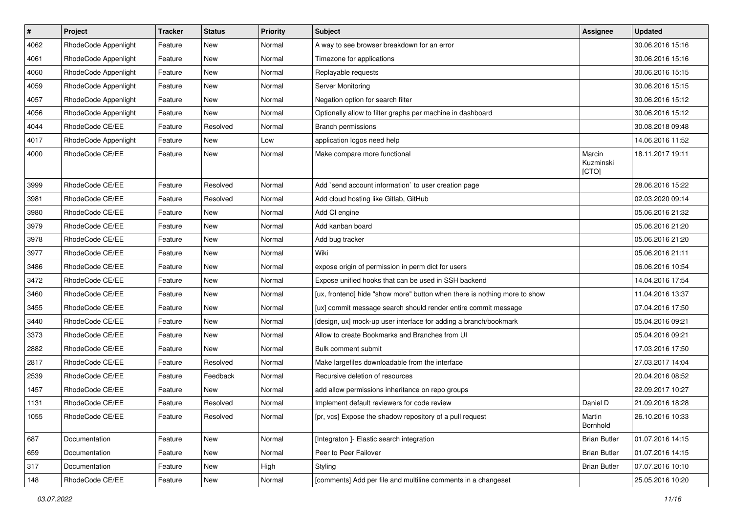| # | Project | Tracker | Status | Priority | Subject | Assignee | Updated |
| --- | --- | --- | --- | --- | --- | --- | --- |
| 4062 | RhodeCode Appenlight | Feature | New | Normal | A way to see browser breakdown for an error | | 30.06.2016 15:16 |
| 4061 | RhodeCode Appenlight | Feature | New | Normal | Timezone for applications | | 30.06.2016 15:16 |
| 4060 | RhodeCode Appenlight | Feature | New | Normal | Replayable requests | | 30.06.2016 15:15 |
| 4059 | RhodeCode Appenlight | Feature | New | Normal | Server Monitoring | | 30.06.2016 15:15 |
| 4057 | RhodeCode Appenlight | Feature | New | Normal | Negation option for search filter | | 30.06.2016 15:12 |
| 4056 | RhodeCode Appenlight | Feature | New | Normal | Optionally allow to filter graphs per machine in dashboard | | 30.06.2016 15:12 |
| 4044 | RhodeCode CE/EE | Feature | Resolved | Normal | Branch permissions | | 30.08.2018 09:48 |
| 4017 | RhodeCode Appenlight | Feature | New | Low | application logos need help | | 14.06.2016 11:52 |
| 4000 | RhodeCode CE/EE | Feature | New | Normal | Make compare more functional | Marcin Kuzminski [CTO] | 18.11.2017 19:11 |
| 3999 | RhodeCode CE/EE | Feature | Resolved | Normal | Add `send account information` to user creation page | | 28.06.2016 15:22 |
| 3981 | RhodeCode CE/EE | Feature | Resolved | Normal | Add cloud hosting like Gitlab, GitHub | | 02.03.2020 09:14 |
| 3980 | RhodeCode CE/EE | Feature | New | Normal | Add CI engine | | 05.06.2016 21:32 |
| 3979 | RhodeCode CE/EE | Feature | New | Normal | Add kanban board | | 05.06.2016 21:20 |
| 3978 | RhodeCode CE/EE | Feature | New | Normal | Add bug tracker | | 05.06.2016 21:20 |
| 3977 | RhodeCode CE/EE | Feature | New | Normal | Wiki | | 05.06.2016 21:11 |
| 3486 | RhodeCode CE/EE | Feature | New | Normal | expose origin of permission in perm dict for users | | 06.06.2016 10:54 |
| 3472 | RhodeCode CE/EE | Feature | New | Normal | Expose unified hooks that can be used in SSH backend | | 14.04.2016 17:54 |
| 3460 | RhodeCode CE/EE | Feature | New | Normal | [ux, frontend] hide "show more" button when there is nothing more to show | | 11.04.2016 13:37 |
| 3455 | RhodeCode CE/EE | Feature | New | Normal | [ux] commit message search should render entire commit message | | 07.04.2016 17:50 |
| 3440 | RhodeCode CE/EE | Feature | New | Normal | [design, ux] mock-up user interface for adding a branch/bookmark | | 05.04.2016 09:21 |
| 3373 | RhodeCode CE/EE | Feature | New | Normal | Allow to create Bookmarks and Branches from UI | | 05.04.2016 09:21 |
| 2882 | RhodeCode CE/EE | Feature | New | Normal | Bulk comment submit | | 17.03.2016 17:50 |
| 2817 | RhodeCode CE/EE | Feature | Resolved | Normal | Make largefiles downloadable from the interface | | 27.03.2017 14:04 |
| 2539 | RhodeCode CE/EE | Feature | Feedback | Normal | Recursive deletion of resources | | 20.04.2016 08:52 |
| 1457 | RhodeCode CE/EE | Feature | New | Normal | add allow permissions inheritance on repo groups | | 22.09.2017 10:27 |
| 1131 | RhodeCode CE/EE | Feature | Resolved | Normal | Implement default reviewers for code review | Daniel D | 21.09.2016 18:28 |
| 1055 | RhodeCode CE/EE | Feature | Resolved | Normal | [pr, vcs] Expose the shadow repository of a pull request | Martin Bornhold | 26.10.2016 10:33 |
| 687 | Documentation | Feature | New | Normal | [Integraton ]- Elastic search integration | Brian Butler | 01.07.2016 14:15 |
| 659 | Documentation | Feature | New | Normal | Peer to Peer Failover | Brian Butler | 01.07.2016 14:15 |
| 317 | Documentation | Feature | New | High | Styling | Brian Butler | 07.07.2016 10:10 |
| 148 | RhodeCode CE/EE | Feature | New | Normal | [comments] Add per file and multiline comments in a changeset | | 25.05.2016 10:20 |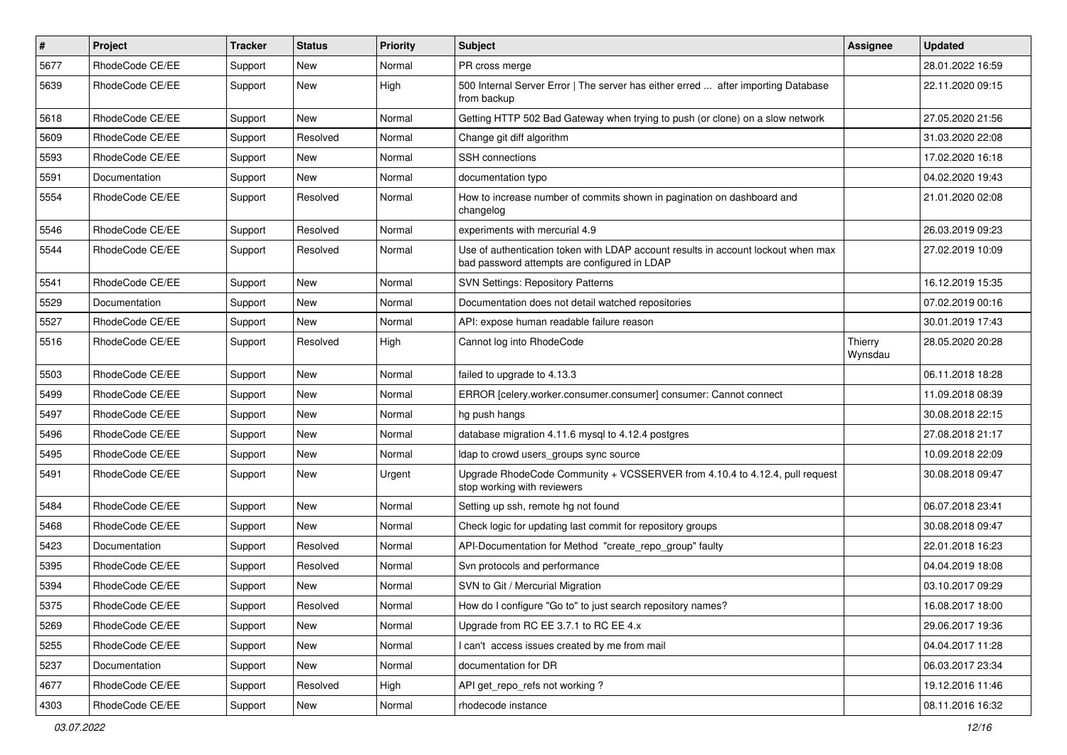| # | Project | Tracker | Status | Priority | Subject | Assignee | Updated |
|---|---|---|---|---|---|---|---|
| 5677 | RhodeCode CE/EE | Support | New | Normal | PR cross merge | | 28.01.2022 16:59 |
| 5639 | RhodeCode CE/EE | Support | New | High | 500 Internal Server Error \| The server has either erred ... after importing Database from backup | | 22.11.2020 09:15 |
| 5618 | RhodeCode CE/EE | Support | New | Normal | Getting HTTP 502 Bad Gateway when trying to push (or clone) on a slow network | | 27.05.2020 21:56 |
| 5609 | RhodeCode CE/EE | Support | Resolved | Normal | Change git diff algorithm | | 31.03.2020 22:08 |
| 5593 | RhodeCode CE/EE | Support | New | Normal | SSH connections | | 17.02.2020 16:18 |
| 5591 | Documentation | Support | New | Normal | documentation typo | | 04.02.2020 19:43 |
| 5554 | RhodeCode CE/EE | Support | Resolved | Normal | How to increase number of commits shown in pagination on dashboard and changelog | | 21.01.2020 02:08 |
| 5546 | RhodeCode CE/EE | Support | Resolved | Normal | experiments with mercurial 4.9 | | 26.03.2019 09:23 |
| 5544 | RhodeCode CE/EE | Support | Resolved | Normal | Use of authentication token with LDAP account results in account lockout when max bad password attempts are configured in LDAP | | 27.02.2019 10:09 |
| 5541 | RhodeCode CE/EE | Support | New | Normal | SVN Settings: Repository Patterns | | 16.12.2019 15:35 |
| 5529 | Documentation | Support | New | Normal | Documentation does not detail watched repositories | | 07.02.2019 00:16 |
| 5527 | RhodeCode CE/EE | Support | New | Normal | API: expose human readable failure reason | | 30.01.2019 17:43 |
| 5516 | RhodeCode CE/EE | Support | Resolved | High | Cannot log into RhodeCode | Thierry Wynsdau | 28.05.2020 20:28 |
| 5503 | RhodeCode CE/EE | Support | New | Normal | failed to upgrade to 4.13.3 | | 06.11.2018 18:28 |
| 5499 | RhodeCode CE/EE | Support | New | Normal | ERROR [celery.worker.consumer.consumer] consumer: Cannot connect | | 11.09.2018 08:39 |
| 5497 | RhodeCode CE/EE | Support | New | Normal | hg push hangs | | 30.08.2018 22:15 |
| 5496 | RhodeCode CE/EE | Support | New | Normal | database migration 4.11.6 mysql to 4.12.4 postgres | | 27.08.2018 21:17 |
| 5495 | RhodeCode CE/EE | Support | New | Normal | ldap to crowd users_groups sync source | | 10.09.2018 22:09 |
| 5491 | RhodeCode CE/EE | Support | New | Urgent | Upgrade RhodeCode Community + VCSSERVER from 4.10.4 to 4.12.4, pull request stop working with reviewers | | 30.08.2018 09:47 |
| 5484 | RhodeCode CE/EE | Support | New | Normal | Setting up ssh, remote hg not found | | 06.07.2018 23:41 |
| 5468 | RhodeCode CE/EE | Support | New | Normal | Check logic for updating last commit for repository groups | | 30.08.2018 09:47 |
| 5423 | Documentation | Support | Resolved | Normal | API-Documentation for Method "create_repo_group" faulty | | 22.01.2018 16:23 |
| 5395 | RhodeCode CE/EE | Support | Resolved | Normal | Svn protocols and performance | | 04.04.2019 18:08 |
| 5394 | RhodeCode CE/EE | Support | New | Normal | SVN to Git / Mercurial Migration | | 03.10.2017 09:29 |
| 5375 | RhodeCode CE/EE | Support | Resolved | Normal | How do I configure "Go to" to just search repository names? | | 16.08.2017 18:00 |
| 5269 | RhodeCode CE/EE | Support | New | Normal | Upgrade from RC EE 3.7.1 to RC EE 4.x | | 29.06.2017 19:36 |
| 5255 | RhodeCode CE/EE | Support | New | Normal | I can't access issues created by me from mail | | 04.04.2017 11:28 |
| 5237 | Documentation | Support | New | Normal | documentation for DR | | 06.03.2017 23:34 |
| 4677 | RhodeCode CE/EE | Support | Resolved | High | API get_repo_refs not working ? | | 19.12.2016 11:46 |
| 4303 | RhodeCode CE/EE | Support | New | Normal | rhodecode instance | | 08.11.2016 16:32 |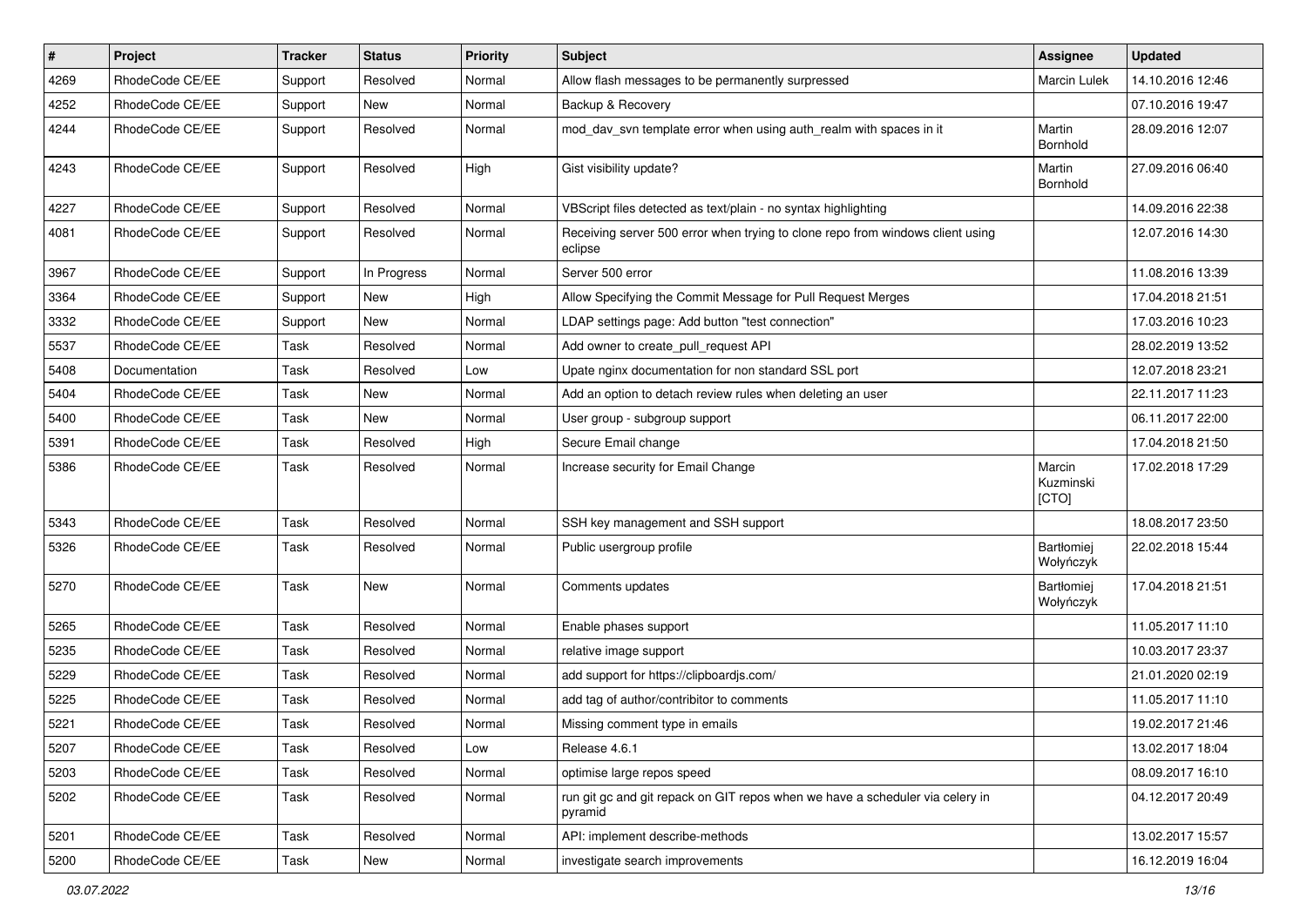| # | Project | Tracker | Status | Priority | Subject | Assignee | Updated |
|---|---|---|---|---|---|---|---|
| 4269 | RhodeCode CE/EE | Support | Resolved | Normal | Allow flash messages to be permanently surpressed | Marcin Lulek | 14.10.2016 12:46 |
| 4252 | RhodeCode CE/EE | Support | New | Normal | Backup & Recovery | | 07.10.2016 19:47 |
| 4244 | RhodeCode CE/EE | Support | Resolved | Normal | mod_dav_svn template error when using auth_realm with spaces in it | Martin Bornhold | 28.09.2016 12:07 |
| 4243 | RhodeCode CE/EE | Support | Resolved | High | Gist visibility update? | Martin Bornhold | 27.09.2016 06:40 |
| 4227 | RhodeCode CE/EE | Support | Resolved | Normal | VBScript files detected as text/plain - no syntax highlighting | | 14.09.2016 22:38 |
| 4081 | RhodeCode CE/EE | Support | Resolved | Normal | Receiving server 500 error when trying to clone repo from windows client using eclipse | | 12.07.2016 14:30 |
| 3967 | RhodeCode CE/EE | Support | In Progress | Normal | Server 500 error | | 11.08.2016 13:39 |
| 3364 | RhodeCode CE/EE | Support | New | High | Allow Specifying the Commit Message for Pull Request Merges | | 17.04.2018 21:51 |
| 3332 | RhodeCode CE/EE | Support | New | Normal | LDAP settings page: Add button "test connection" | | 17.03.2016 10:23 |
| 5537 | RhodeCode CE/EE | Task | Resolved | Normal | Add owner to create_pull_request API | | 28.02.2019 13:52 |
| 5408 | Documentation | Task | Resolved | Low | Upate nginx documentation for non standard SSL port | | 12.07.2018 23:21 |
| 5404 | RhodeCode CE/EE | Task | New | Normal | Add an option to detach review rules when deleting an user | | 22.11.2017 11:23 |
| 5400 | RhodeCode CE/EE | Task | New | Normal | User group - subgroup support | | 06.11.2017 22:00 |
| 5391 | RhodeCode CE/EE | Task | Resolved | High | Secure Email change | | 17.04.2018 21:50 |
| 5386 | RhodeCode CE/EE | Task | Resolved | Normal | Increase security for Email Change | Marcin Kuzminski [CTO] | 17.02.2018 17:29 |
| 5343 | RhodeCode CE/EE | Task | Resolved | Normal | SSH key management and SSH support | | 18.08.2017 23:50 |
| 5326 | RhodeCode CE/EE | Task | Resolved | Normal | Public usergroup profile | Bartłomiej Wołyńczyk | 22.02.2018 15:44 |
| 5270 | RhodeCode CE/EE | Task | New | Normal | Comments updates | Bartłomiej Wołyńczyk | 17.04.2018 21:51 |
| 5265 | RhodeCode CE/EE | Task | Resolved | Normal | Enable phases support | | 11.05.2017 11:10 |
| 5235 | RhodeCode CE/EE | Task | Resolved | Normal | relative image support | | 10.03.2017 23:37 |
| 5229 | RhodeCode CE/EE | Task | Resolved | Normal | add support for https://clipboardjs.com/ | | 21.01.2020 02:19 |
| 5225 | RhodeCode CE/EE | Task | Resolved | Normal | add tag of author/contribitor to comments | | 11.05.2017 11:10 |
| 5221 | RhodeCode CE/EE | Task | Resolved | Normal | Missing comment type in emails | | 19.02.2017 21:46 |
| 5207 | RhodeCode CE/EE | Task | Resolved | Low | Release 4.6.1 | | 13.02.2017 18:04 |
| 5203 | RhodeCode CE/EE | Task | Resolved | Normal | optimise large repos speed | | 08.09.2017 16:10 |
| 5202 | RhodeCode CE/EE | Task | Resolved | Normal | run git gc and git repack on GIT repos when we have a scheduler via celery in pyramid | | 04.12.2017 20:49 |
| 5201 | RhodeCode CE/EE | Task | Resolved | Normal | API: implement describe-methods | | 13.02.2017 15:57 |
| 5200 | RhodeCode CE/EE | Task | New | Normal | investigate search improvements | | 16.12.2019 16:04 |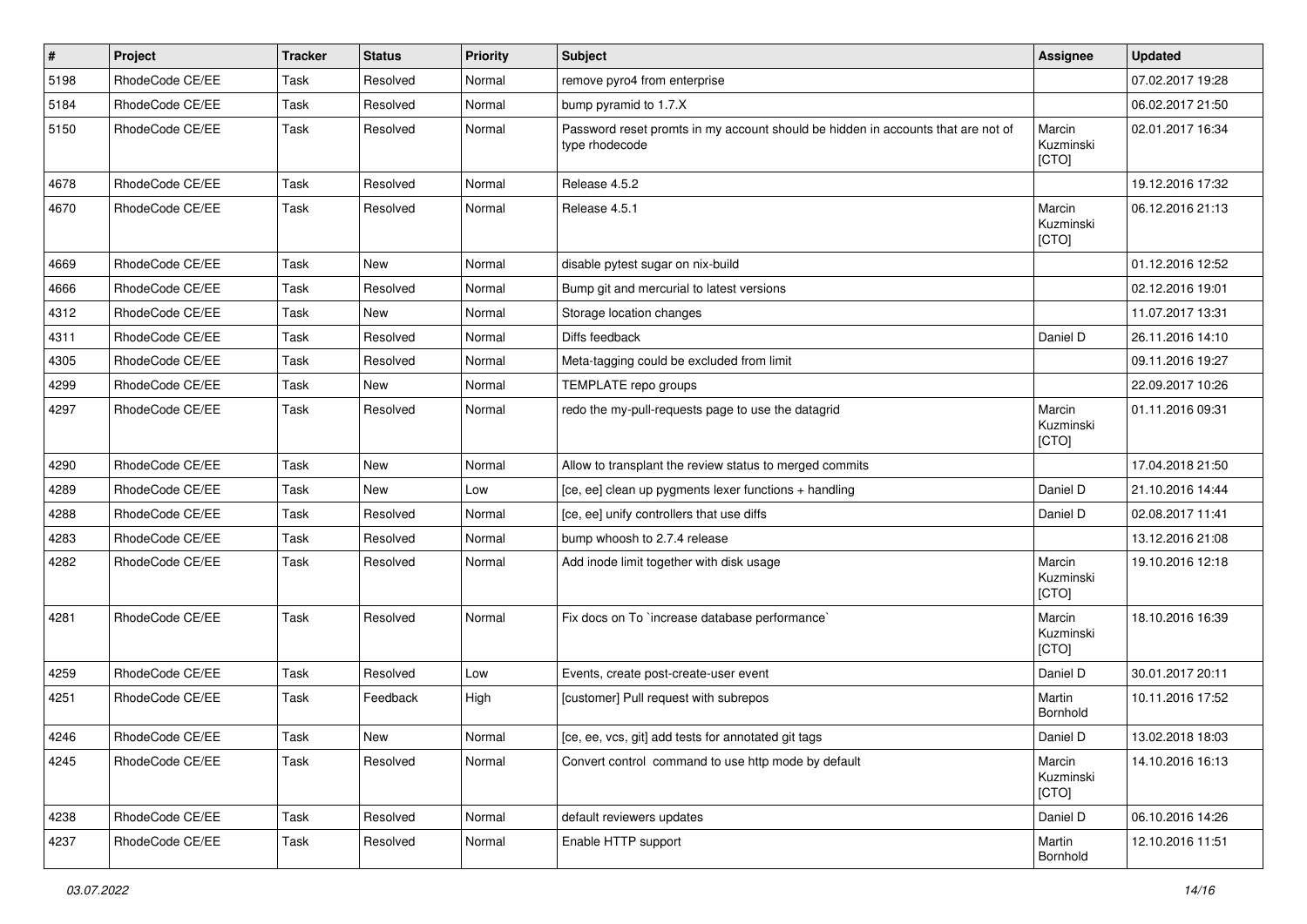| # | Project | Tracker | Status | Priority | Subject | Assignee | Updated |
|---|---|---|---|---|---|---|---|
| 5198 | RhodeCode CE/EE | Task | Resolved | Normal | remove pyro4 from enterprise | | 07.02.2017 19:28 |
| 5184 | RhodeCode CE/EE | Task | Resolved | Normal | bump pyramid to 1.7.X | | 06.02.2017 21:50 |
| 5150 | RhodeCode CE/EE | Task | Resolved | Normal | Password reset promts in my account should be hidden in accounts that are not of type rhodecode | Marcin Kuzminski [CTO] | 02.01.2017 16:34 |
| 4678 | RhodeCode CE/EE | Task | Resolved | Normal | Release 4.5.2 | | 19.12.2016 17:32 |
| 4670 | RhodeCode CE/EE | Task | Resolved | Normal | Release 4.5.1 | Marcin Kuzminski [CTO] | 06.12.2016 21:13 |
| 4669 | RhodeCode CE/EE | Task | New | Normal | disable pytest sugar on nix-build | | 01.12.2016 12:52 |
| 4666 | RhodeCode CE/EE | Task | Resolved | Normal | Bump git and mercurial to latest versions | | 02.12.2016 19:01 |
| 4312 | RhodeCode CE/EE | Task | New | Normal | Storage location changes | | 11.07.2017 13:31 |
| 4311 | RhodeCode CE/EE | Task | Resolved | Normal | Diffs feedback | Daniel D | 26.11.2016 14:10 |
| 4305 | RhodeCode CE/EE | Task | Resolved | Normal | Meta-tagging could be excluded from limit | | 09.11.2016 19:27 |
| 4299 | RhodeCode CE/EE | Task | New | Normal | TEMPLATE repo groups | | 22.09.2017 10:26 |
| 4297 | RhodeCode CE/EE | Task | Resolved | Normal | redo the my-pull-requests page to use the datagrid | Marcin Kuzminski [CTO] | 01.11.2016 09:31 |
| 4290 | RhodeCode CE/EE | Task | New | Normal | Allow to transplant the review status to merged commits | | 17.04.2018 21:50 |
| 4289 | RhodeCode CE/EE | Task | New | Low | [ce, ee] clean up pygments lexer functions + handling | Daniel D | 21.10.2016 14:44 |
| 4288 | RhodeCode CE/EE | Task | Resolved | Normal | [ce, ee] unify controllers that use diffs | Daniel D | 02.08.2017 11:41 |
| 4283 | RhodeCode CE/EE | Task | Resolved | Normal | bump whoosh to 2.7.4 release | | 13.12.2016 21:08 |
| 4282 | RhodeCode CE/EE | Task | Resolved | Normal | Add inode limit together with disk usage | Marcin Kuzminski [CTO] | 19.10.2016 12:18 |
| 4281 | RhodeCode CE/EE | Task | Resolved | Normal | Fix docs on To `increase database performance` | Marcin Kuzminski [CTO] | 18.10.2016 16:39 |
| 4259 | RhodeCode CE/EE | Task | Resolved | Low | Events, create post-create-user event | Daniel D | 30.01.2017 20:11 |
| 4251 | RhodeCode CE/EE | Task | Feedback | High | [customer] Pull request with subrepos | Martin Bornhold | 10.11.2016 17:52 |
| 4246 | RhodeCode CE/EE | Task | New | Normal | [ce, ee, vcs, git] add tests for annotated git tags | Daniel D | 13.02.2018 18:03 |
| 4245 | RhodeCode CE/EE | Task | Resolved | Normal | Convert control command to use http mode by default | Marcin Kuzminski [CTO] | 14.10.2016 16:13 |
| 4238 | RhodeCode CE/EE | Task | Resolved | Normal | default reviewers updates | Daniel D | 06.10.2016 14:26 |
| 4237 | RhodeCode CE/EE | Task | Resolved | Normal | Enable HTTP support | Martin Bornhold | 12.10.2016 11:51 |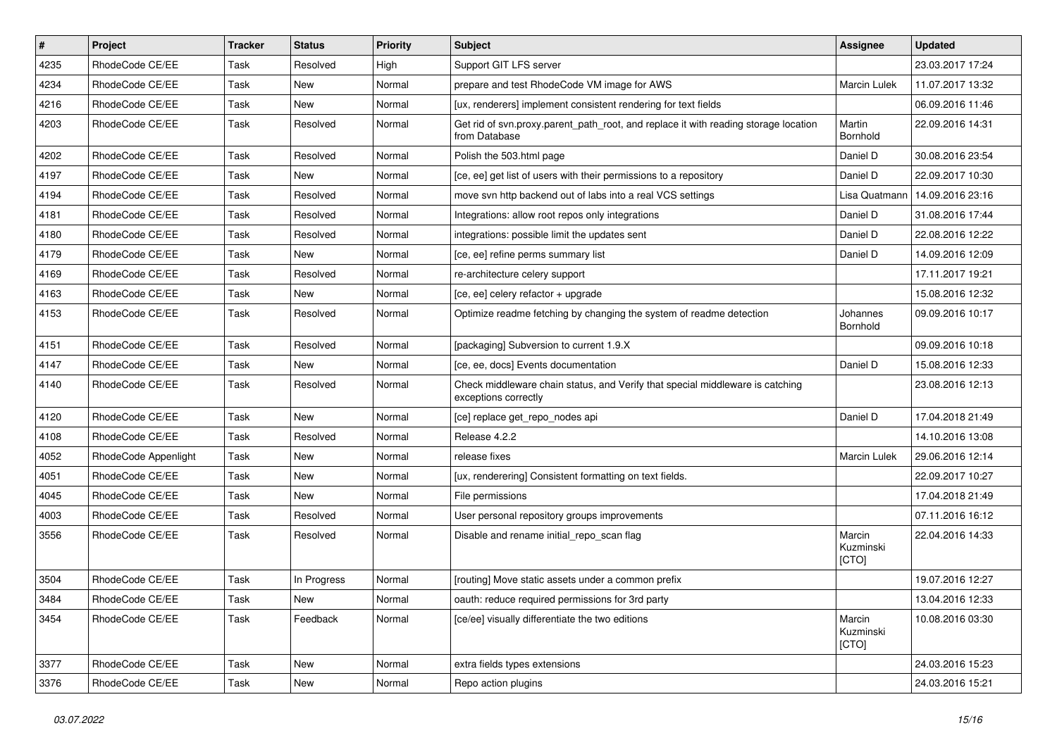| # | Project | Tracker | Status | Priority | Subject | Assignee | Updated |
| --- | --- | --- | --- | --- | --- | --- | --- |
| 4235 | RhodeCode CE/EE | Task | Resolved | High | Support GIT LFS server | | 23.03.2017 17:24 |
| 4234 | RhodeCode CE/EE | Task | New | Normal | prepare and test RhodeCode VM image for AWS | Marcin Lulek | 11.07.2017 13:32 |
| 4216 | RhodeCode CE/EE | Task | New | Normal | [ux, renderers] implement consistent rendering for text fields | | 06.09.2016 11:46 |
| 4203 | RhodeCode CE/EE | Task | Resolved | Normal | Get rid of svn.proxy.parent_path_root, and replace it with reading storage location from Database | Martin Bornhold | 22.09.2016 14:31 |
| 4202 | RhodeCode CE/EE | Task | Resolved | Normal | Polish the 503.html page | Daniel D | 30.08.2016 23:54 |
| 4197 | RhodeCode CE/EE | Task | New | Normal | [ce, ee] get list of users with their permissions to a repository | Daniel D | 22.09.2017 10:30 |
| 4194 | RhodeCode CE/EE | Task | Resolved | Normal | move svn http backend out of labs into a real VCS settings | Lisa Quatmann | 14.09.2016 23:16 |
| 4181 | RhodeCode CE/EE | Task | Resolved | Normal | Integrations: allow root repos only integrations | Daniel D | 31.08.2016 17:44 |
| 4180 | RhodeCode CE/EE | Task | Resolved | Normal | integrations: possible limit the updates sent | Daniel D | 22.08.2016 12:22 |
| 4179 | RhodeCode CE/EE | Task | New | Normal | [ce, ee] refine perms summary list | Daniel D | 14.09.2016 12:09 |
| 4169 | RhodeCode CE/EE | Task | Resolved | Normal | re-architecture celery support | | 17.11.2017 19:21 |
| 4163 | RhodeCode CE/EE | Task | New | Normal | [ce, ee] celery refactor + upgrade | | 15.08.2016 12:32 |
| 4153 | RhodeCode CE/EE | Task | Resolved | Normal | Optimize readme fetching by changing the system of readme detection | Johannes Bornhold | 09.09.2016 10:17 |
| 4151 | RhodeCode CE/EE | Task | Resolved | Normal | [packaging] Subversion to current 1.9.X | | 09.09.2016 10:18 |
| 4147 | RhodeCode CE/EE | Task | New | Normal | [ce, ee, docs] Events documentation | Daniel D | 15.08.2016 12:33 |
| 4140 | RhodeCode CE/EE | Task | Resolved | Normal | Check middleware chain status, and Verify that special middleware is catching exceptions correctly | | 23.08.2016 12:13 |
| 4120 | RhodeCode CE/EE | Task | New | Normal | [ce] replace get_repo_nodes api | Daniel D | 17.04.2018 21:49 |
| 4108 | RhodeCode CE/EE | Task | Resolved | Normal | Release 4.2.2 | | 14.10.2016 13:08 |
| 4052 | RhodeCode Appenlight | Task | New | Normal | release fixes | Marcin Lulek | 29.06.2016 12:14 |
| 4051 | RhodeCode CE/EE | Task | New | Normal | [ux, renderering] Consistent formatting on text fields. | | 22.09.2017 10:27 |
| 4045 | RhodeCode CE/EE | Task | New | Normal | File permissions | | 17.04.2018 21:49 |
| 4003 | RhodeCode CE/EE | Task | Resolved | Normal | User personal repository groups improvements | | 07.11.2016 16:12 |
| 3556 | RhodeCode CE/EE | Task | Resolved | Normal | Disable and rename initial_repo_scan flag | Marcin Kuzminski [CTO] | 22.04.2016 14:33 |
| 3504 | RhodeCode CE/EE | Task | In Progress | Normal | [routing] Move static assets under a common prefix | | 19.07.2016 12:27 |
| 3484 | RhodeCode CE/EE | Task | New | Normal | oauth: reduce required permissions for 3rd party | | 13.04.2016 12:33 |
| 3454 | RhodeCode CE/EE | Task | Feedback | Normal | [ce/ee] visually differentiate the two editions | Marcin Kuzminski [CTO] | 10.08.2016 03:30 |
| 3377 | RhodeCode CE/EE | Task | New | Normal | extra fields types extensions | | 24.03.2016 15:23 |
| 3376 | RhodeCode CE/EE | Task | New | Normal | Repo action plugins | | 24.03.2016 15:21 |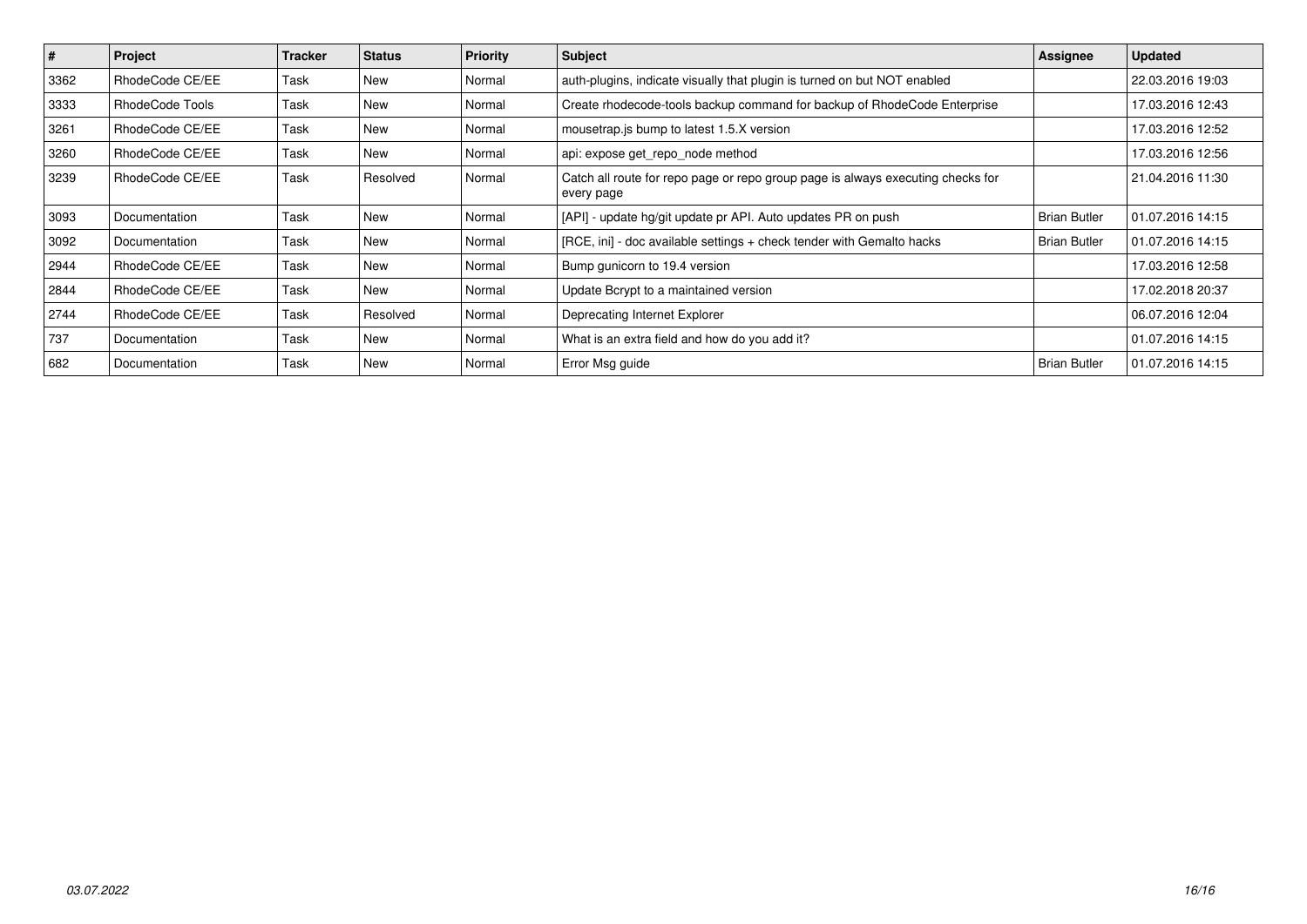| # | Project | Tracker | Status | Priority | Subject | Assignee | Updated |
|---|---|---|---|---|---|---|---|
| 3362 | RhodeCode CE/EE | Task | New | Normal | auth-plugins, indicate visually that plugin is turned on but NOT enabled | | 22.03.2016 19:03 |
| 3333 | RhodeCode Tools | Task | New | Normal | Create rhodecode-tools backup command for backup of RhodeCode Enterprise | | 17.03.2016 12:43 |
| 3261 | RhodeCode CE/EE | Task | New | Normal | mousetrap.js bump to latest 1.5.X version | | 17.03.2016 12:52 |
| 3260 | RhodeCode CE/EE | Task | New | Normal | api: expose get_repo_node method | | 17.03.2016 12:56 |
| 3239 | RhodeCode CE/EE | Task | Resolved | Normal | Catch all route for repo page or repo group page is always executing checks for every page | | 21.04.2016 11:30 |
| 3093 | Documentation | Task | New | Normal | [API] - update hg/git update pr API. Auto updates PR on push | Brian Butler | 01.07.2016 14:15 |
| 3092 | Documentation | Task | New | Normal | [RCE, ini] - doc available settings + check tender with Gemalto hacks | Brian Butler | 01.07.2016 14:15 |
| 2944 | RhodeCode CE/EE | Task | New | Normal | Bump gunicorn to 19.4 version | | 17.03.2016 12:58 |
| 2844 | RhodeCode CE/EE | Task | New | Normal | Update Bcrypt to a maintained version | | 17.02.2018 20:37 |
| 2744 | RhodeCode CE/EE | Task | Resolved | Normal | Deprecating Internet Explorer | | 06.07.2016 12:04 |
| 737 | Documentation | Task | New | Normal | What is an extra field and how do you add it? | | 01.07.2016 14:15 |
| 682 | Documentation | Task | New | Normal | Error Msg guide | Brian Butler | 01.07.2016 14:15 |